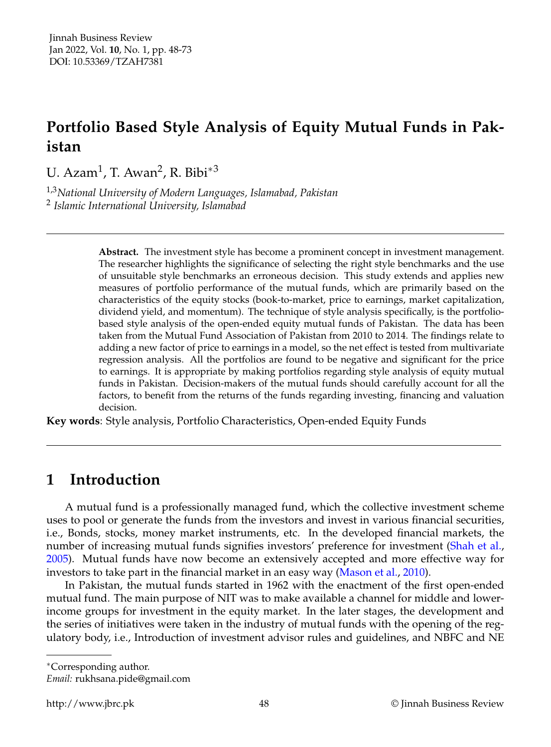# Portfolio Based Style Analysis of Equity Mutual Funds in Pakistan

U. Azam[1], T. Awan[2], R. Bibi*[3]

[1,3] *National University of Modern Languages, Islamabad, Pakistan*
[2] *Islamic International University, Islamabad*

---

**Abstract.** The investment style has become a prominent concept in investment management. The researcher highlights the significance of selecting the right style benchmarks and the use of unsuitable style benchmarks an erroneous decision. This study extends and applies new measures of portfolio performance of the mutual funds, which are primarily based on the characteristics of the equity stocks (book-to-market, price to earnings, market capitalization, dividend yield, and momentum). The technique of style analysis specifically, is the portfolio-based style analysis of the open-ended equity mutual funds of Pakistan. The data has been taken from the Mutual Fund Association of Pakistan from 2010 to 2014. The findings relate to adding a new factor of price to earnings in a model, so the net effect is tested from multivariate regression analysis. All the portfolios are found to be negative and significant for the price to earnings. It is appropriate by making portfolios regarding style analysis of equity mutual funds in Pakistan. Decision-makers of the mutual funds should carefully account for all the factors, to benefit from the returns of the funds regarding investing, financing and valuation decision.

**Key words**: Style analysis, Portfolio Characteristics, Open-ended Equity Funds

---

## 1 Introduction

A mutual fund is a professionally managed fund, which the collective investment scheme uses to pool or generate the funds from the investors and invest in various financial securities, i.e., Bonds, stocks, money market instruments, etc. In the developed financial markets, the number of increasing mutual funds signifies investors' preference for investment (Shah et al., 2005). Mutual funds have now become an extensively accepted and more effective way for investors to take part in the financial market in an easy way (Mason et al., 2010).

In Pakistan, the mutual funds started in 1962 with the enactment of the first open-ended mutual fund. The main purpose of NIT was to make available a channel for middle and lower-income groups for investment in the equity market. In the later stages, the development and the series of initiatives were taken in the industry of mutual funds with the opening of the regulatory body, i.e., Introduction of investment advisor rules and guidelines, and NBFC and NE

---

*Corresponding author.
*Email:* rukhsana.pide@gmail.com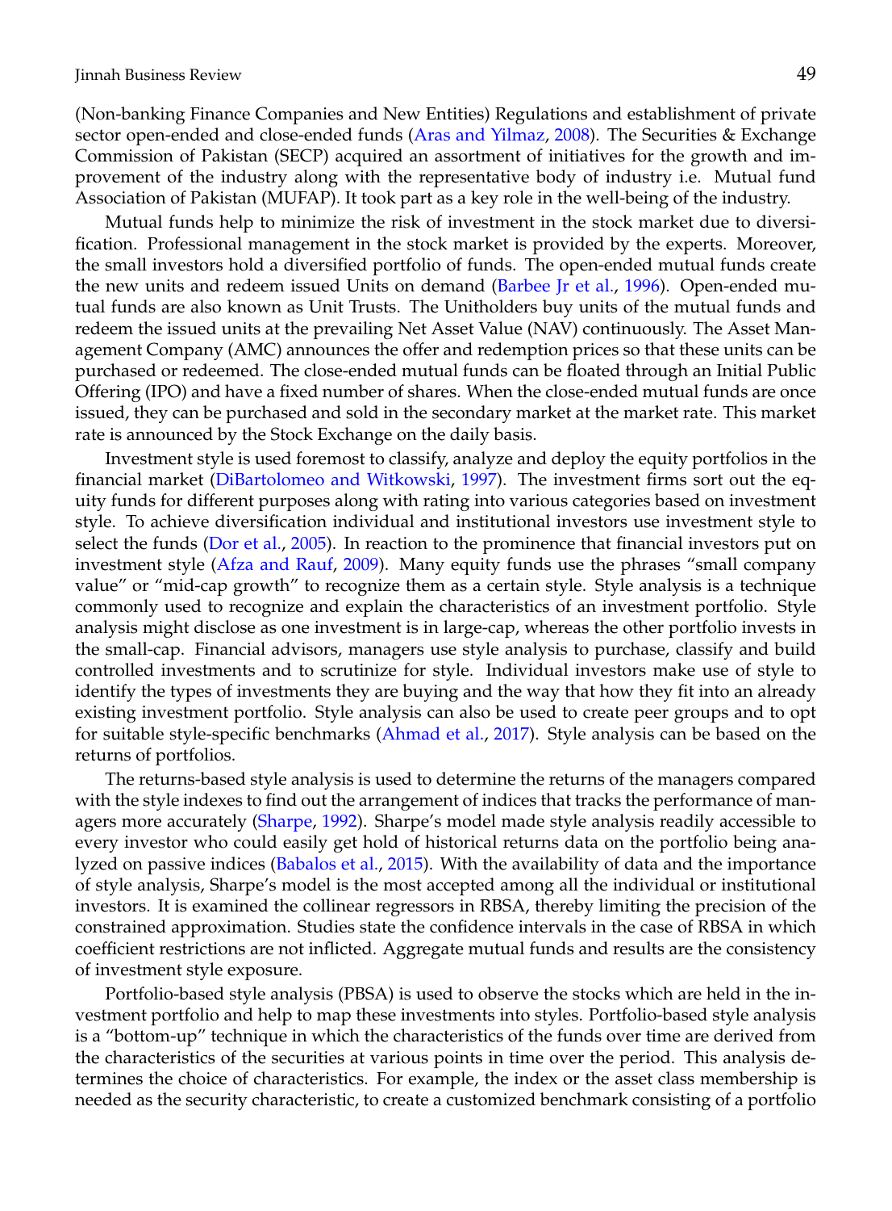(Non-banking Finance Companies and New Entities) Regulations and establishment of private sector open-ended and close-ended funds (Aras and Yilmaz, 2008). The Securities & Exchange Commission of Pakistan (SECP) acquired an assortment of initiatives for the growth and improvement of the industry along with the representative body of industry i.e. Mutual fund Association of Pakistan (MUFAP). It took part as a key role in the well-being of the industry.

Mutual funds help to minimize the risk of investment in the stock market due to diversification. Professional management in the stock market is provided by the experts. Moreover, the small investors hold a diversified portfolio of funds. The open-ended mutual funds create the new units and redeem issued Units on demand (Barbee Jr et al., 1996). Open-ended mutual funds are also known as Unit Trusts. The Unitholders buy units of the mutual funds and redeem the issued units at the prevailing Net Asset Value (NAV) continuously. The Asset Management Company (AMC) announces the offer and redemption prices so that these units can be purchased or redeemed. The close-ended mutual funds can be floated through an Initial Public Offering (IPO) and have a fixed number of shares. When the close-ended mutual funds are once issued, they can be purchased and sold in the secondary market at the market rate. This market rate is announced by the Stock Exchange on the daily basis.

Investment style is used foremost to classify, analyze and deploy the equity portfolios in the financial market (DiBartolomeo and Witkowski, 1997). The investment firms sort out the equity funds for different purposes along with rating into various categories based on investment style. To achieve diversification individual and institutional investors use investment style to select the funds (Dor et al., 2005). In reaction to the prominence that financial investors put on investment style (Afza and Rauf, 2009). Many equity funds use the phrases "small company value" or "mid-cap growth" to recognize them as a certain style. Style analysis is a technique commonly used to recognize and explain the characteristics of an investment portfolio. Style analysis might disclose as one investment is in large-cap, whereas the other portfolio invests in the small-cap. Financial advisors, managers use style analysis to purchase, classify and build controlled investments and to scrutinize for style. Individual investors make use of style to identify the types of investments they are buying and the way that how they fit into an already existing investment portfolio. Style analysis can also be used to create peer groups and to opt for suitable style-specific benchmarks (Ahmad et al., 2017). Style analysis can be based on the returns of portfolios.

The returns-based style analysis is used to determine the returns of the managers compared with the style indexes to find out the arrangement of indices that tracks the performance of managers more accurately (Sharpe, 1992). Sharpe's model made style analysis readily accessible to every investor who could easily get hold of historical returns data on the portfolio being analyzed on passive indices (Babalos et al., 2015). With the availability of data and the importance of style analysis, Sharpe's model is the most accepted among all the individual or institutional investors. It is examined the collinear regressors in RBSA, thereby limiting the precision of the constrained approximation. Studies state the confidence intervals in the case of RBSA in which coefficient restrictions are not inflicted. Aggregate mutual funds and results are the consistency of investment style exposure.

Portfolio-based style analysis (PBSA) is used to observe the stocks which are held in the investment portfolio and help to map these investments into styles. Portfolio-based style analysis is a "bottom-up" technique in which the characteristics of the funds over time are derived from the characteristics of the securities at various points in time over the period. This analysis determines the choice of characteristics. For example, the index or the asset class membership is needed as the security characteristic, to create a customized benchmark consisting of a portfolio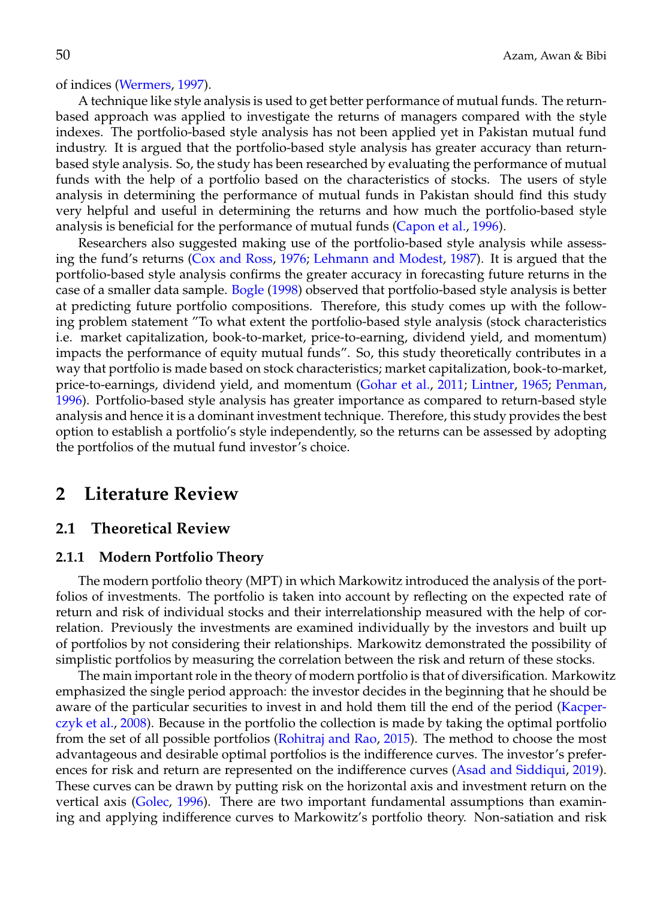of indices (Wermers, 1997).

A technique like style analysis is used to get better performance of mutual funds. The return-based approach was applied to investigate the returns of managers compared with the style indexes. The portfolio-based style analysis has not been applied yet in Pakistan mutual fund industry. It is argued that the portfolio-based style analysis has greater accuracy than return-based style analysis. So, the study has been researched by evaluating the performance of mutual funds with the help of a portfolio based on the characteristics of stocks. The users of style analysis in determining the performance of mutual funds in Pakistan should find this study very helpful and useful in determining the returns and how much the portfolio-based style analysis is beneficial for the performance of mutual funds (Capon et al., 1996).

Researchers also suggested making use of the portfolio-based style analysis while assessing the fund's returns (Cox and Ross, 1976; Lehmann and Modest, 1987). It is argued that the portfolio-based style analysis confirms the greater accuracy in forecasting future returns in the case of a smaller data sample. Bogle (1998) observed that portfolio-based style analysis is better at predicting future portfolio compositions. Therefore, this study comes up with the following problem statement "To what extent the portfolio-based style analysis (stock characteristics i.e. market capitalization, book-to-market, price-to-earning, dividend yield, and momentum) impacts the performance of equity mutual funds". So, this study theoretically contributes in a way that portfolio is made based on stock characteristics; market capitalization, book-to-market, price-to-earnings, dividend yield, and momentum (Gohar et al., 2011; Lintner, 1965; Penman, 1996). Portfolio-based style analysis has greater importance as compared to return-based style analysis and hence it is a dominant investment technique. Therefore, this study provides the best option to establish a portfolio's style independently, so the returns can be assessed by adopting the portfolios of the mutual fund investor's choice.

# 2 Literature Review

## 2.1 Theoretical Review

### 2.1.1 Modern Portfolio Theory

The modern portfolio theory (MPT) in which Markowitz introduced the analysis of the portfolios of investments. The portfolio is taken into account by reflecting on the expected rate of return and risk of individual stocks and their interrelationship measured with the help of correlation. Previously the investments are examined individually by the investors and built up of portfolios by not considering their relationships. Markowitz demonstrated the possibility of simplistic portfolios by measuring the correlation between the risk and return of these stocks.

The main important role in the theory of modern portfolio is that of diversification. Markowitz emphasized the single period approach: the investor decides in the beginning that he should be aware of the particular securities to invest in and hold them till the end of the period (Kacperczyk et al., 2008). Because in the portfolio the collection is made by taking the optimal portfolio from the set of all possible portfolios (Rohitraj and Rao, 2015). The method to choose the most advantageous and desirable optimal portfolios is the indifference curves. The investor's preferences for risk and return are represented on the indifference curves (Asad and Siddiqui, 2019). These curves can be drawn by putting risk on the horizontal axis and investment return on the vertical axis (Golec, 1996). There are two important fundamental assumptions than examining and applying indifference curves to Markowitz's portfolio theory. Non-satiation and risk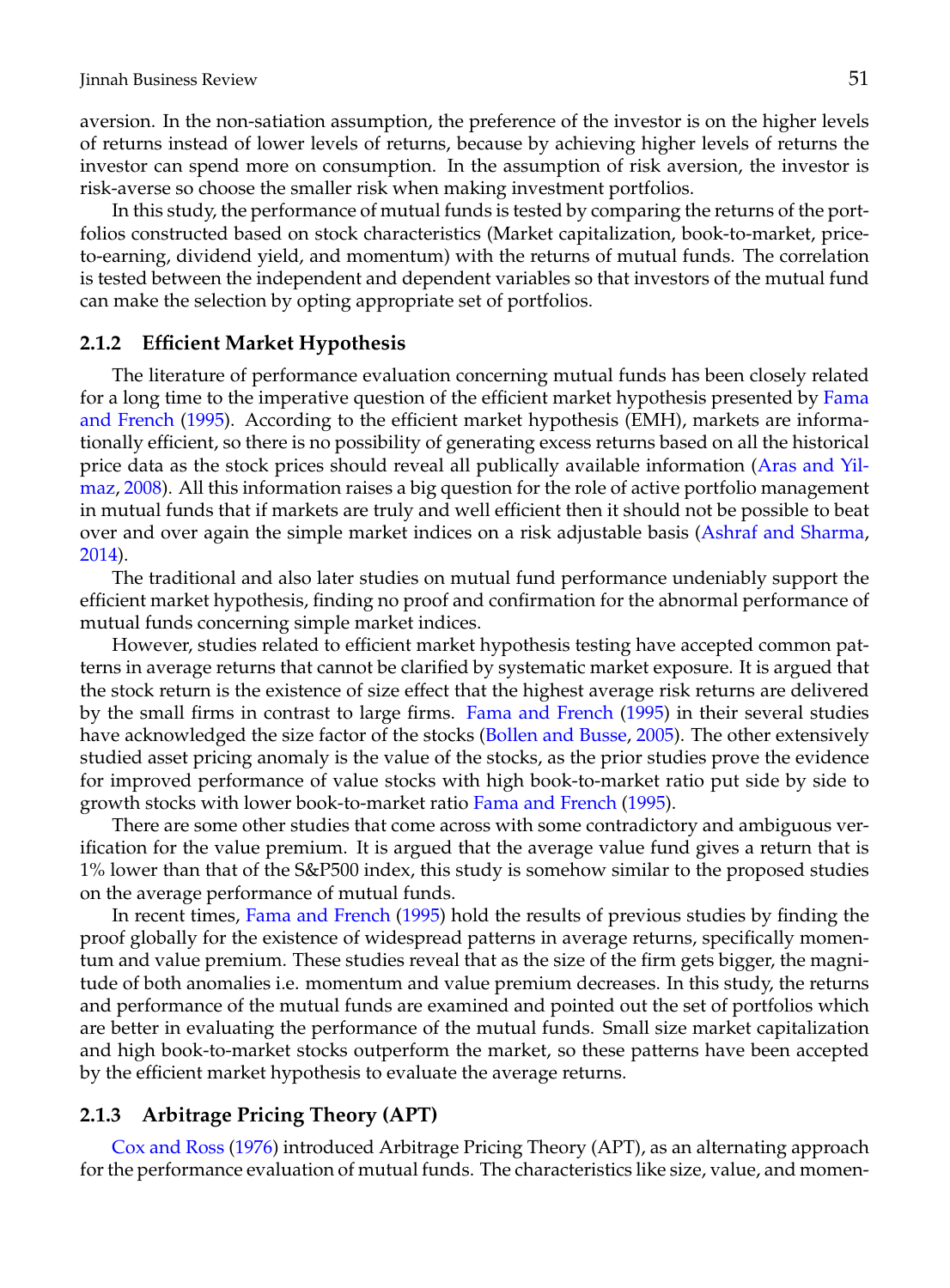aversion. In the non-satiation assumption, the preference of the investor is on the higher levels of returns instead of lower levels of returns, because by achieving higher levels of returns the investor can spend more on consumption. In the assumption of risk aversion, the investor is risk-averse so choose the smaller risk when making investment portfolios.

In this study, the performance of mutual funds is tested by comparing the returns of the portfolios constructed based on stock characteristics (Market capitalization, book-to-market, price-to-earning, dividend yield, and momentum) with the returns of mutual funds. The correlation is tested between the independent and dependent variables so that investors of the mutual fund can make the selection by opting appropriate set of portfolios.

### 2.1.2 Efficient Market Hypothesis

The literature of performance evaluation concerning mutual funds has been closely related for a long time to the imperative question of the efficient market hypothesis presented by Fama and French (1995). According to the efficient market hypothesis (EMH), markets are informationally efficient, so there is no possibility of generating excess returns based on all the historical price data as the stock prices should reveal all publically available information (Aras and Yilmaz, 2008). All this information raises a big question for the role of active portfolio management in mutual funds that if markets are truly and well efficient then it should not be possible to beat over and over again the simple market indices on a risk adjustable basis (Ashraf and Sharma, 2014).

The traditional and also later studies on mutual fund performance undeniably support the efficient market hypothesis, finding no proof and confirmation for the abnormal performance of mutual funds concerning simple market indices.

However, studies related to efficient market hypothesis testing have accepted common patterns in average returns that cannot be clarified by systematic market exposure. It is argued that the stock return is the existence of size effect that the highest average risk returns are delivered by the small firms in contrast to large firms. Fama and French (1995) in their several studies have acknowledged the size factor of the stocks (Bollen and Busse, 2005). The other extensively studied asset pricing anomaly is the value of the stocks, as the prior studies prove the evidence for improved performance of value stocks with high book-to-market ratio put side by side to growth stocks with lower book-to-market ratio Fama and French (1995).

There are some other studies that come across with some contradictory and ambiguous verification for the value premium. It is argued that the average value fund gives a return that is 1% lower than that of the S&P500 index, this study is somehow similar to the proposed studies on the average performance of mutual funds.

In recent times, Fama and French (1995) hold the results of previous studies by finding the proof globally for the existence of widespread patterns in average returns, specifically momentum and value premium. These studies reveal that as the size of the firm gets bigger, the magnitude of both anomalies i.e. momentum and value premium decreases. In this study, the returns and performance of the mutual funds are examined and pointed out the set of portfolios which are better in evaluating the performance of the mutual funds. Small size market capitalization and high book-to-market stocks outperform the market, so these patterns have been accepted by the efficient market hypothesis to evaluate the average returns.

### 2.1.3 Arbitrage Pricing Theory (APT)

Cox and Ross (1976) introduced Arbitrage Pricing Theory (APT), as an alternating approach for the performance evaluation of mutual funds. The characteristics like size, value, and momen-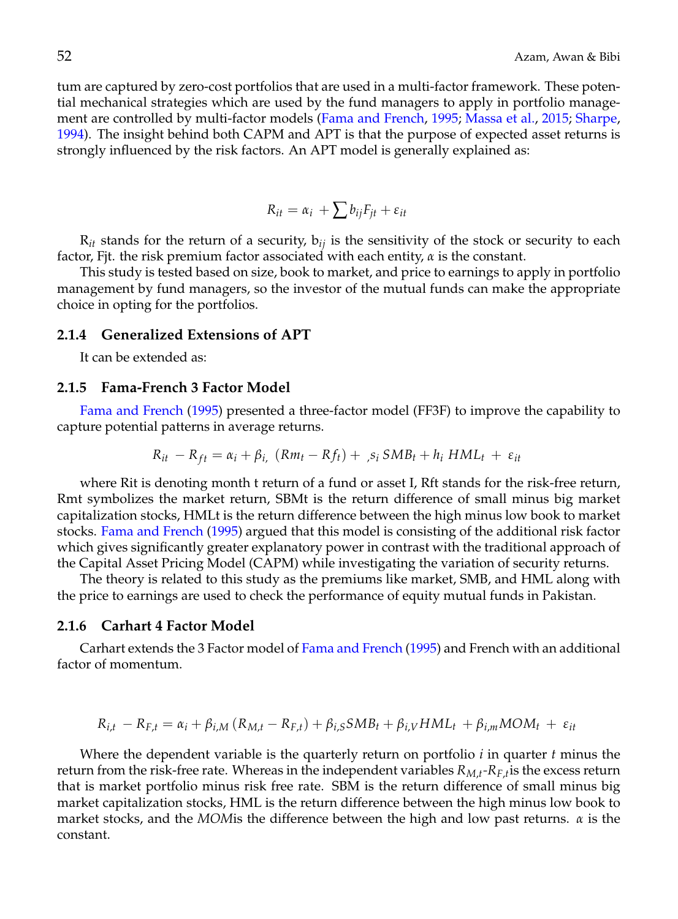tum are captured by zero-cost portfolios that are used in a multi-factor framework. These potential mechanical strategies which are used by the fund managers to apply in portfolio management are controlled by multi-factor models (Fama and French, 1995; Massa et al., 2015; Sharpe, 1994). The insight behind both CAPM and APT is that the purpose of expected asset returns is strongly influenced by the risk factors. An APT model is generally explained as:

$$R_{it} = \alpha_i + \sum b_{ij} F_{jt} + \varepsilon_{it}$$

$R_{it}$ stands for the return of a security, $b_{ij}$ is the sensitivity of the stock or security to each factor, Fjt. the risk premium factor associated with each entity, $\alpha$ is the constant.

This study is tested based on size, book to market, and price to earnings to apply in portfolio management by fund managers, so the investor of the mutual funds can make the appropriate choice in opting for the portfolios.

### 2.1.4 Generalized Extensions of APT

It can be extended as:

### 2.1.5 Fama-French 3 Factor Model

Fama and French (1995) presented a three-factor model (FF3F) to improve the capability to capture potential patterns in average returns.

$$R_{it} - R_{ft} = \alpha_i + \beta_{i,} \left(Rm_t - Rf_t\right) + \,{}_{,}s_i\, SMB_t + h_i\, HML_t + \varepsilon_{it}$$

where Rit is denoting month t return of a fund or asset I, Rft stands for the risk-free return, Rmt symbolizes the market return, SBMt is the return difference of small minus big market capitalization stocks, HMLt is the return difference between the high minus low book to market stocks. Fama and French (1995) argued that this model is consisting of the additional risk factor which gives significantly greater explanatory power in contrast with the traditional approach of the Capital Asset Pricing Model (CAPM) while investigating the variation of security returns.

The theory is related to this study as the premiums like market, SMB, and HML along with the price to earnings are used to check the performance of equity mutual funds in Pakistan.

### 2.1.6 Carhart 4 Factor Model

Carhart extends the 3 Factor model of Fama and French (1995) and French with an additional factor of momentum.

$$R_{i,t} - R_{F,t} = \alpha_i + \beta_{i,M}\left(R_{M,t} - R_{F,t}\right) + \beta_{i,S} SMB_t + \beta_{i,V} HML_t + \beta_{i,m} MOM_t + \varepsilon_{it}$$

Where the dependent variable is the quarterly return on portfolio $i$ in quarter $t$ minus the return from the risk-free rate. Whereas in the independent variables $R_{M,t}$-$R_{F,t}$is the excess return that is market portfolio minus risk free rate. SBM is the return difference of small minus big market capitalization stocks, HML is the return difference between the high minus low book to market stocks, and the $MOM$is the difference between the high and low past returns. $\alpha$ is the constant.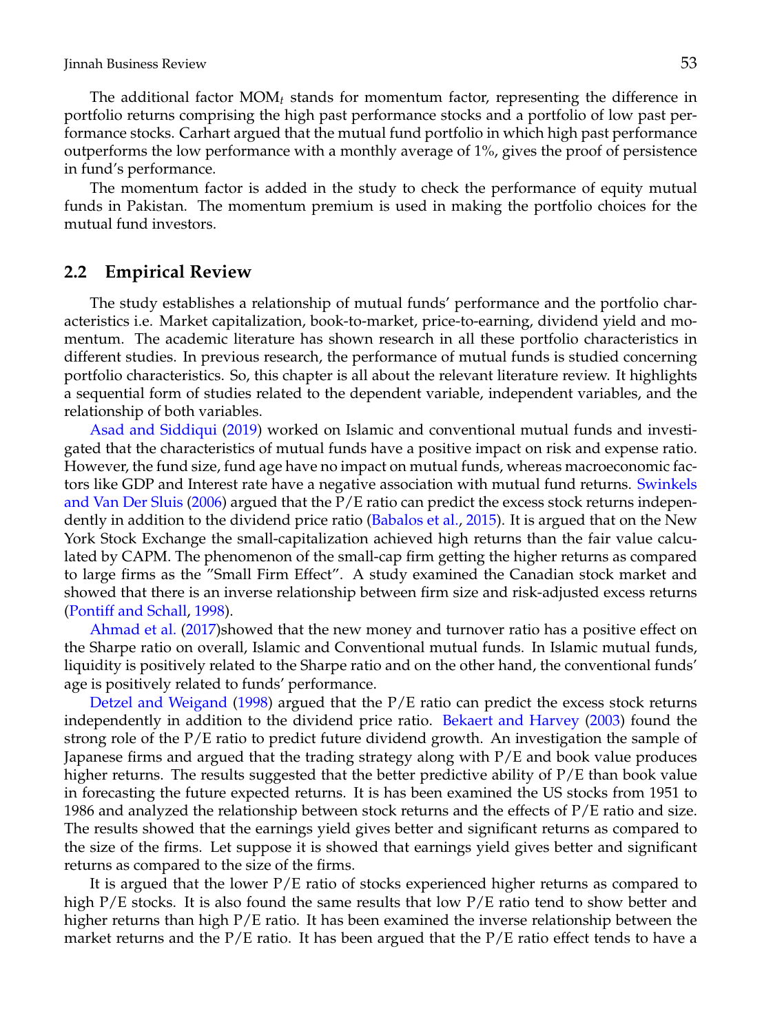The additional factor $MOM_t$ stands for momentum factor, representing the difference in portfolio returns comprising the high past performance stocks and a portfolio of low past performance stocks. Carhart argued that the mutual fund portfolio in which high past performance outperforms the low performance with a monthly average of 1%, gives the proof of persistence in fund's performance.

The momentum factor is added in the study to check the performance of equity mutual funds in Pakistan. The momentum premium is used in making the portfolio choices for the mutual fund investors.

## 2.2 Empirical Review

The study establishes a relationship of mutual funds' performance and the portfolio characteristics i.e. Market capitalization, book-to-market, price-to-earning, dividend yield and momentum. The academic literature has shown research in all these portfolio characteristics in different studies. In previous research, the performance of mutual funds is studied concerning portfolio characteristics. So, this chapter is all about the relevant literature review. It highlights a sequential form of studies related to the dependent variable, independent variables, and the relationship of both variables.

Asad and Siddiqui (2019) worked on Islamic and conventional mutual funds and investigated that the characteristics of mutual funds have a positive impact on risk and expense ratio. However, the fund size, fund age have no impact on mutual funds, whereas macroeconomic factors like GDP and Interest rate have a negative association with mutual fund returns. Swinkels and Van Der Sluis (2006) argued that the P/E ratio can predict the excess stock returns independently in addition to the dividend price ratio (Babalos et al., 2015). It is argued that on the New York Stock Exchange the small-capitalization achieved high returns than the fair value calculated by CAPM. The phenomenon of the small-cap firm getting the higher returns as compared to large firms as the "Small Firm Effect". A study examined the Canadian stock market and showed that there is an inverse relationship between firm size and risk-adjusted excess returns (Pontiff and Schall, 1998).

Ahmad et al. (2017)showed that the new money and turnover ratio has a positive effect on the Sharpe ratio on overall, Islamic and Conventional mutual funds. In Islamic mutual funds, liquidity is positively related to the Sharpe ratio and on the other hand, the conventional funds' age is positively related to funds' performance.

Detzel and Weigand (1998) argued that the P/E ratio can predict the excess stock returns independently in addition to the dividend price ratio. Bekaert and Harvey (2003) found the strong role of the P/E ratio to predict future dividend growth. An investigation the sample of Japanese firms and argued that the trading strategy along with P/E and book value produces higher returns. The results suggested that the better predictive ability of P/E than book value in forecasting the future expected returns. It is has been examined the US stocks from 1951 to 1986 and analyzed the relationship between stock returns and the effects of P/E ratio and size. The results showed that the earnings yield gives better and significant returns as compared to the size of the firms. Let suppose it is showed that earnings yield gives better and significant returns as compared to the size of the firms.

It is argued that the lower P/E ratio of stocks experienced higher returns as compared to high P/E stocks. It is also found the same results that low P/E ratio tend to show better and higher returns than high P/E ratio. It has been examined the inverse relationship between the market returns and the P/E ratio. It has been argued that the P/E ratio effect tends to have a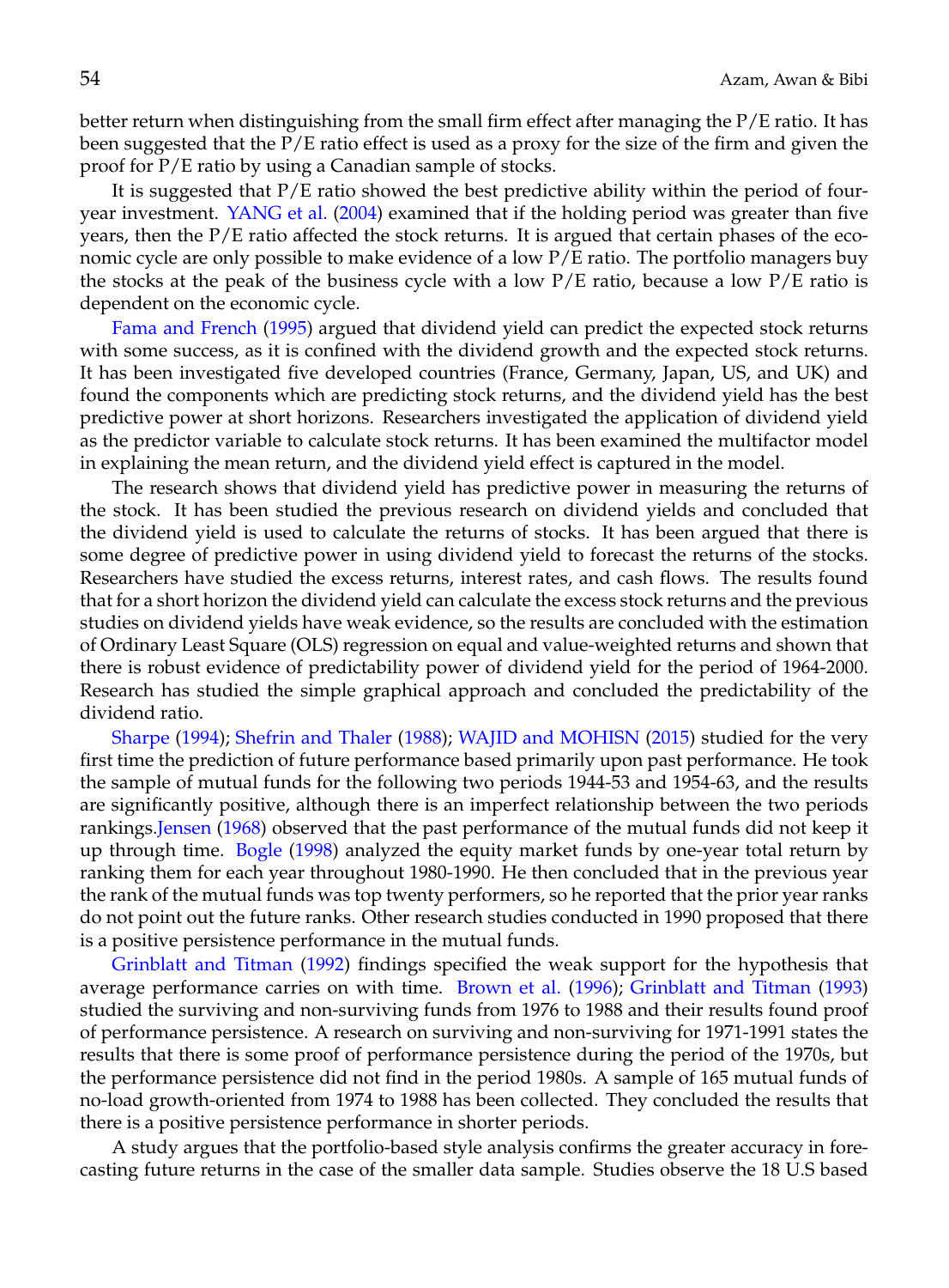better return when distinguishing from the small firm effect after managing the P/E ratio. It has been suggested that the P/E ratio effect is used as a proxy for the size of the firm and given the proof for P/E ratio by using a Canadian sample of stocks.

It is suggested that P/E ratio showed the best predictive ability within the period of four-year investment. YANG et al. (2004) examined that if the holding period was greater than five years, then the P/E ratio affected the stock returns. It is argued that certain phases of the economic cycle are only possible to make evidence of a low P/E ratio. The portfolio managers buy the stocks at the peak of the business cycle with a low P/E ratio, because a low P/E ratio is dependent on the economic cycle.

Fama and French (1995) argued that dividend yield can predict the expected stock returns with some success, as it is confined with the dividend growth and the expected stock returns. It has been investigated five developed countries (France, Germany, Japan, US, and UK) and found the components which are predicting stock returns, and the dividend yield has the best predictive power at short horizons. Researchers investigated the application of dividend yield as the predictor variable to calculate stock returns. It has been examined the multifactor model in explaining the mean return, and the dividend yield effect is captured in the model.

The research shows that dividend yield has predictive power in measuring the returns of the stock. It has been studied the previous research on dividend yields and concluded that the dividend yield is used to calculate the returns of stocks. It has been argued that there is some degree of predictive power in using dividend yield to forecast the returns of the stocks. Researchers have studied the excess returns, interest rates, and cash flows. The results found that for a short horizon the dividend yield can calculate the excess stock returns and the previous studies on dividend yields have weak evidence, so the results are concluded with the estimation of Ordinary Least Square (OLS) regression on equal and value-weighted returns and shown that there is robust evidence of predictability power of dividend yield for the period of 1964-2000. Research has studied the simple graphical approach and concluded the predictability of the dividend ratio.

Sharpe (1994); Shefrin and Thaler (1988); WAJID and MOHISN (2015) studied for the very first time the prediction of future performance based primarily upon past performance. He took the sample of mutual funds for the following two periods 1944-53 and 1954-63, and the results are significantly positive, although there is an imperfect relationship between the two periods rankings.Jensen (1968) observed that the past performance of the mutual funds did not keep it up through time. Bogle (1998) analyzed the equity market funds by one-year total return by ranking them for each year throughout 1980-1990. He then concluded that in the previous year the rank of the mutual funds was top twenty performers, so he reported that the prior year ranks do not point out the future ranks. Other research studies conducted in 1990 proposed that there is a positive persistence performance in the mutual funds.

Grinblatt and Titman (1992) findings specified the weak support for the hypothesis that average performance carries on with time. Brown et al. (1996); Grinblatt and Titman (1993) studied the surviving and non-surviving funds from 1976 to 1988 and their results found proof of performance persistence. A research on surviving and non-surviving for 1971-1991 states the results that there is some proof of performance persistence during the period of the 1970s, but the performance persistence did not find in the period 1980s. A sample of 165 mutual funds of no-load growth-oriented from 1974 to 1988 has been collected. They concluded the results that there is a positive persistence performance in shorter periods.

A study argues that the portfolio-based style analysis confirms the greater accuracy in forecasting future returns in the case of the smaller data sample. Studies observe the 18 U.S based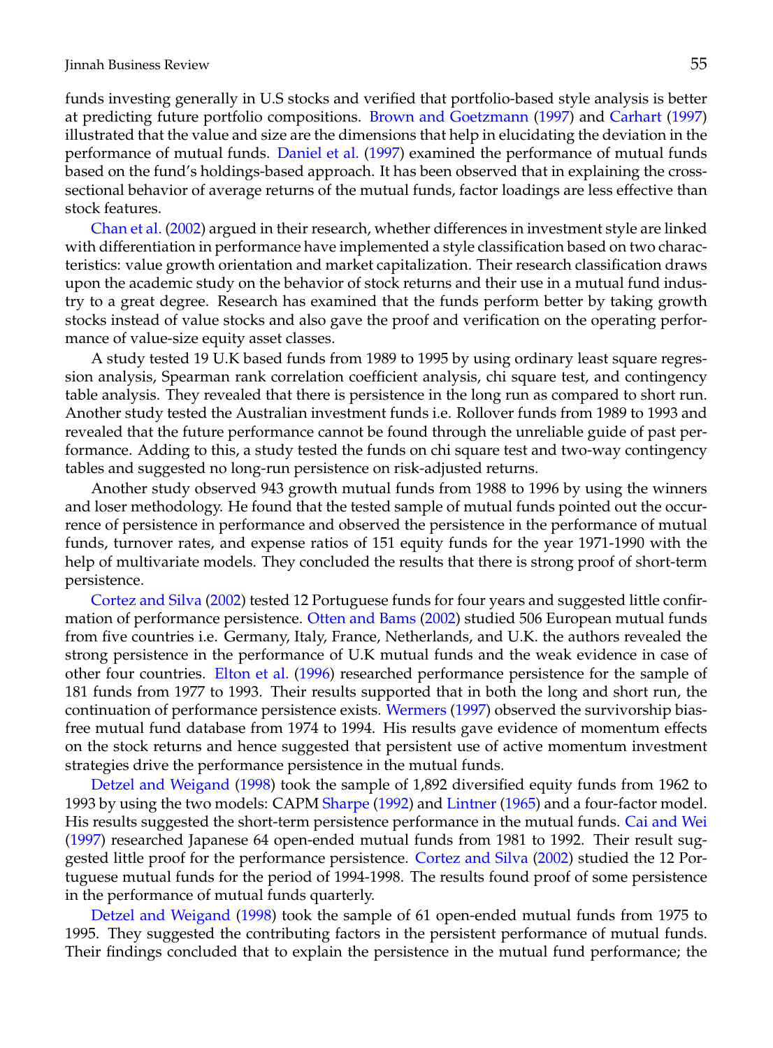funds investing generally in U.S stocks and verified that portfolio-based style analysis is better at predicting future portfolio compositions. Brown and Goetzmann (1997) and Carhart (1997) illustrated that the value and size are the dimensions that help in elucidating the deviation in the performance of mutual funds. Daniel et al. (1997) examined the performance of mutual funds based on the fund's holdings-based approach. It has been observed that in explaining the cross-sectional behavior of average returns of the mutual funds, factor loadings are less effective than stock features.

Chan et al. (2002) argued in their research, whether differences in investment style are linked with differentiation in performance have implemented a style classification based on two characteristics: value growth orientation and market capitalization. Their research classification draws upon the academic study on the behavior of stock returns and their use in a mutual fund industry to a great degree. Research has examined that the funds perform better by taking growth stocks instead of value stocks and also gave the proof and verification on the operating performance of value-size equity asset classes.

A study tested 19 U.K based funds from 1989 to 1995 by using ordinary least square regression analysis, Spearman rank correlation coefficient analysis, chi square test, and contingency table analysis. They revealed that there is persistence in the long run as compared to short run. Another study tested the Australian investment funds i.e. Rollover funds from 1989 to 1993 and revealed that the future performance cannot be found through the unreliable guide of past performance. Adding to this, a study tested the funds on chi square test and two-way contingency tables and suggested no long-run persistence on risk-adjusted returns.

Another study observed 943 growth mutual funds from 1988 to 1996 by using the winners and loser methodology. He found that the tested sample of mutual funds pointed out the occurrence of persistence in performance and observed the persistence in the performance of mutual funds, turnover rates, and expense ratios of 151 equity funds for the year 1971-1990 with the help of multivariate models. They concluded the results that there is strong proof of short-term persistence.

Cortez and Silva (2002) tested 12 Portuguese funds for four years and suggested little confirmation of performance persistence. Otten and Bams (2002) studied 506 European mutual funds from five countries i.e. Germany, Italy, France, Netherlands, and U.K. the authors revealed the strong persistence in the performance of U.K mutual funds and the weak evidence in case of other four countries. Elton et al. (1996) researched performance persistence for the sample of 181 funds from 1977 to 1993. Their results supported that in both the long and short run, the continuation of performance persistence exists. Wermers (1997) observed the survivorship bias-free mutual fund database from 1974 to 1994. His results gave evidence of momentum effects on the stock returns and hence suggested that persistent use of active momentum investment strategies drive the performance persistence in the mutual funds.

Detzel and Weigand (1998) took the sample of 1,892 diversified equity funds from 1962 to 1993 by using the two models: CAPM Sharpe (1992) and Lintner (1965) and a four-factor model. His results suggested the short-term persistence performance in the mutual funds. Cai and Wei (1997) researched Japanese 64 open-ended mutual funds from 1981 to 1992. Their result suggested little proof for the performance persistence. Cortez and Silva (2002) studied the 12 Portuguese mutual funds for the period of 1994-1998. The results found proof of some persistence in the performance of mutual funds quarterly.

Detzel and Weigand (1998) took the sample of 61 open-ended mutual funds from 1975 to 1995. They suggested the contributing factors in the persistent performance of mutual funds. Their findings concluded that to explain the persistence in the mutual fund performance; the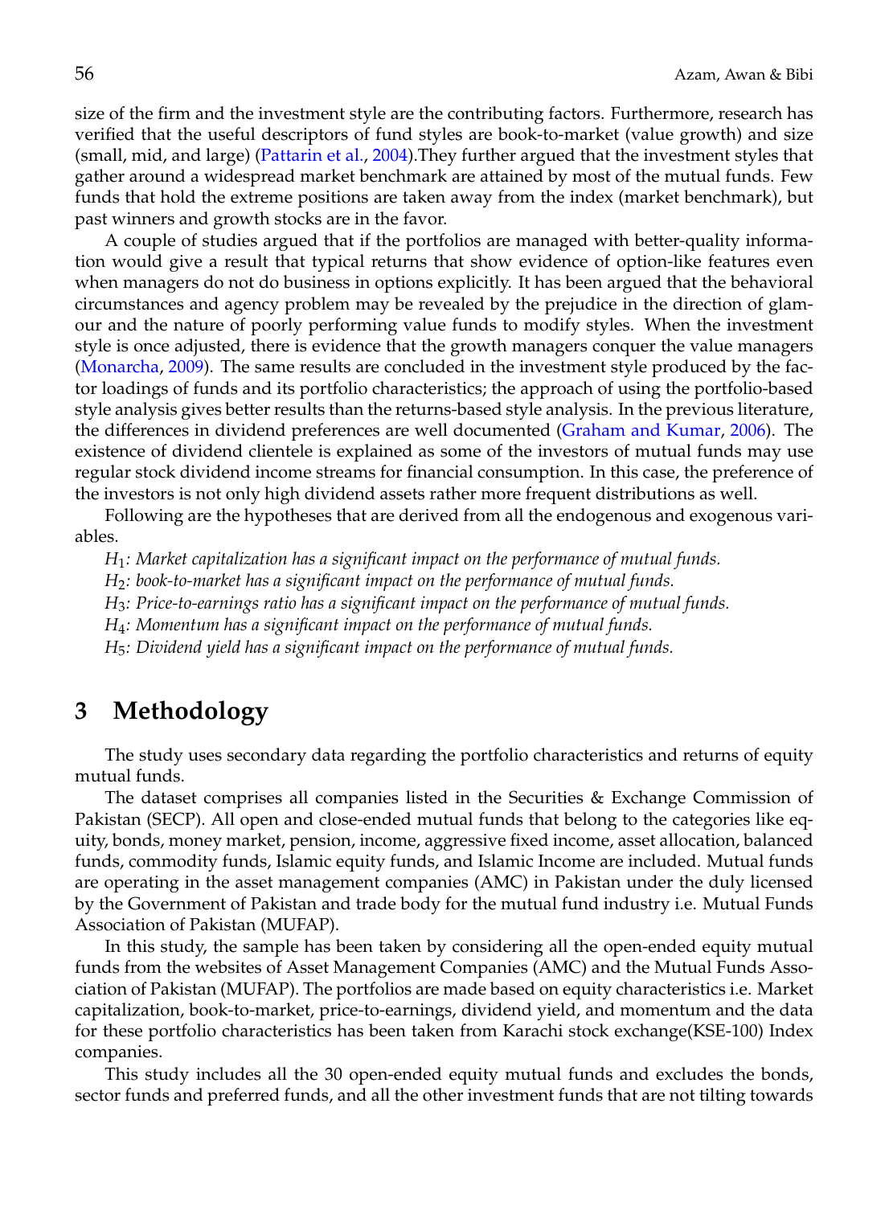size of the firm and the investment style are the contributing factors. Furthermore, research has verified that the useful descriptors of fund styles are book-to-market (value growth) and size (small, mid, and large) (Pattarin et al., 2004).They further argued that the investment styles that gather around a widespread market benchmark are attained by most of the mutual funds. Few funds that hold the extreme positions are taken away from the index (market benchmark), but past winners and growth stocks are in the favor.

A couple of studies argued that if the portfolios are managed with better-quality information would give a result that typical returns that show evidence of option-like features even when managers do not do business in options explicitly. It has been argued that the behavioral circumstances and agency problem may be revealed by the prejudice in the direction of glamour and the nature of poorly performing value funds to modify styles. When the investment style is once adjusted, there is evidence that the growth managers conquer the value managers (Monarcha, 2009). The same results are concluded in the investment style produced by the factor loadings of funds and its portfolio characteristics; the approach of using the portfolio-based style analysis gives better results than the returns-based style analysis. In the previous literature, the differences in dividend preferences are well documented (Graham and Kumar, 2006). The existence of dividend clientele is explained as some of the investors of mutual funds may use regular stock dividend income streams for financial consumption. In this case, the preference of the investors is not only high dividend assets rather more frequent distributions as well.

Following are the hypotheses that are derived from all the endogenous and exogenous variables.

*$H_1$: Market capitalization has a significant impact on the performance of mutual funds.*

*$H_2$: book-to-market has a significant impact on the performance of mutual funds.*

*$H_3$: Price-to-earnings ratio has a significant impact on the performance of mutual funds.*

*$H_4$: Momentum has a significant impact on the performance of mutual funds.*

*$H_5$: Dividend yield has a significant impact on the performance of mutual funds.*

## 3 Methodology

The study uses secondary data regarding the portfolio characteristics and returns of equity mutual funds.

The dataset comprises all companies listed in the Securities & Exchange Commission of Pakistan (SECP). All open and close-ended mutual funds that belong to the categories like equity, bonds, money market, pension, income, aggressive fixed income, asset allocation, balanced funds, commodity funds, Islamic equity funds, and Islamic Income are included. Mutual funds are operating in the asset management companies (AMC) in Pakistan under the duly licensed by the Government of Pakistan and trade body for the mutual fund industry i.e. Mutual Funds Association of Pakistan (MUFAP).

In this study, the sample has been taken by considering all the open-ended equity mutual funds from the websites of Asset Management Companies (AMC) and the Mutual Funds Association of Pakistan (MUFAP). The portfolios are made based on equity characteristics i.e. Market capitalization, book-to-market, price-to-earnings, dividend yield, and momentum and the data for these portfolio characteristics has been taken from Karachi stock exchange(KSE-100) Index companies.

This study includes all the 30 open-ended equity mutual funds and excludes the bonds, sector funds and preferred funds, and all the other investment funds that are not tilting towards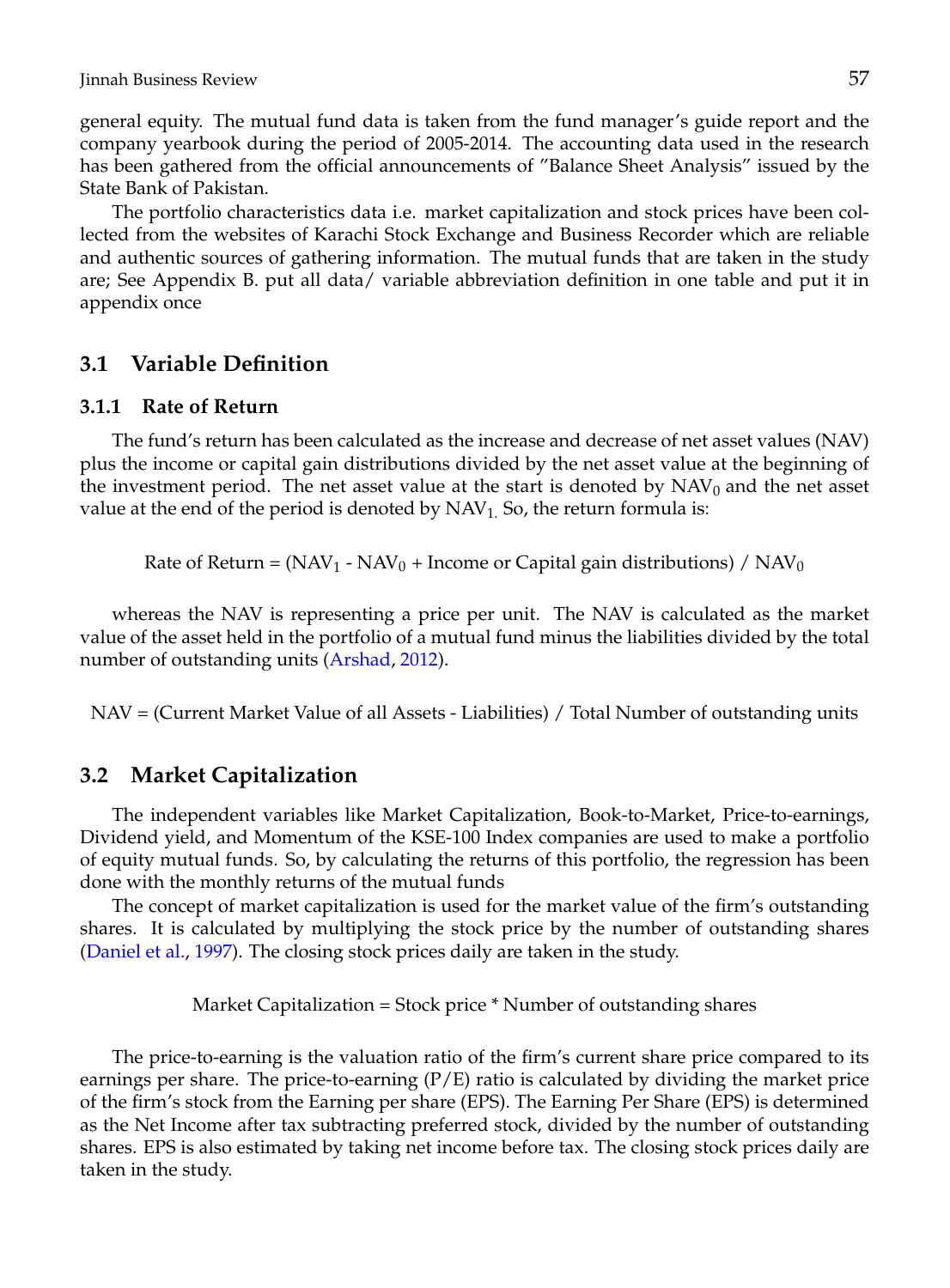general equity. The mutual fund data is taken from the fund manager's guide report and the company yearbook during the period of 2005-2014. The accounting data used in the research has been gathered from the official announcements of "Balance Sheet Analysis" issued by the State Bank of Pakistan.

The portfolio characteristics data i.e. market capitalization and stock prices have been collected from the websites of Karachi Stock Exchange and Business Recorder which are reliable and authentic sources of gathering information. The mutual funds that are taken in the study are; See Appendix B. put all data/ variable abbreviation definition in one table and put it in appendix once

## 3.1 Variable Definition

### 3.1.1 Rate of Return

The fund's return has been calculated as the increase and decrease of net asset values (NAV) plus the income or capital gain distributions divided by the net asset value at the beginning of the investment period. The net asset value at the start is denoted by $NAV_0$ and the net asset value at the end of the period is denoted by $NAV_1$. So, the return formula is:

$$\text{Rate of Return} = (NAV_1 - NAV_0 + \text{Income or Capital gain distributions}) / NAV_0$$

whereas the NAV is representing a price per unit. The NAV is calculated as the market value of the asset held in the portfolio of a mutual fund minus the liabilities divided by the total number of outstanding units (Arshad, 2012).

$$NAV = (\text{Current Market Value of all Assets} - \text{Liabilities}) / \text{Total Number of outstanding units}$$

## 3.2 Market Capitalization

The independent variables like Market Capitalization, Book-to-Market, Price-to-earnings, Dividend yield, and Momentum of the KSE-100 Index companies are used to make a portfolio of equity mutual funds. So, by calculating the returns of this portfolio, the regression has been done with the monthly returns of the mutual funds

The concept of market capitalization is used for the market value of the firm's outstanding shares. It is calculated by multiplying the stock price by the number of outstanding shares (Daniel et al., 1997). The closing stock prices daily are taken in the study.

$$\text{Market Capitalization} = \text{Stock price} * \text{Number of outstanding shares}$$

The price-to-earning is the valuation ratio of the firm's current share price compared to its earnings per share. The price-to-earning (P/E) ratio is calculated by dividing the market price of the firm's stock from the Earning per share (EPS). The Earning Per Share (EPS) is determined as the Net Income after tax subtracting preferred stock, divided by the number of outstanding shares. EPS is also estimated by taking net income before tax. The closing stock prices daily are taken in the study.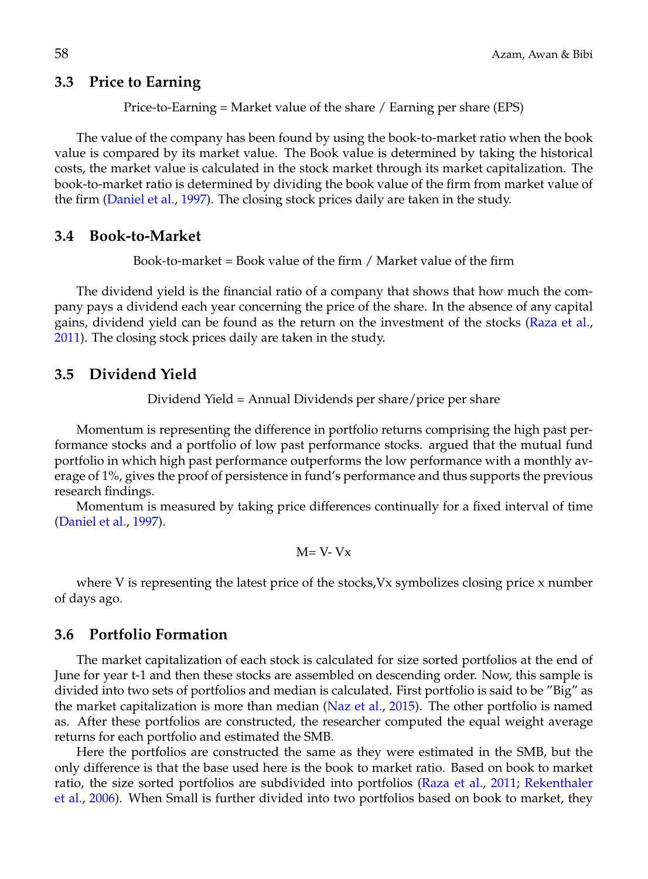### 3.3 Price to Earning

Price-to-Earning = Market value of the share / Earning per share (EPS)

The value of the company has been found by using the book-to-market ratio when the book value is compared by its market value. The Book value is determined by taking the historical costs, the market value is calculated in the stock market through its market capitalization. The book-to-market ratio is determined by dividing the book value of the firm from market value of the firm (Daniel et al., 1997). The closing stock prices daily are taken in the study.

### 3.4 Book-to-Market

Book-to-market = Book value of the firm / Market value of the firm

The dividend yield is the financial ratio of a company that shows that how much the company pays a dividend each year concerning the price of the share. In the absence of any capital gains, dividend yield can be found as the return on the investment of the stocks (Raza et al., 2011). The closing stock prices daily are taken in the study.

### 3.5 Dividend Yield

Dividend Yield = Annual Dividends per share/price per share

Momentum is representing the difference in portfolio returns comprising the high past performance stocks and a portfolio of low past performance stocks. argued that the mutual fund portfolio in which high past performance outperforms the low performance with a monthly average of 1%, gives the proof of persistence in fund's performance and thus supports the previous research findings.

Momentum is measured by taking price differences continually for a fixed interval of time (Daniel et al., 1997).

$$M= V- Vx$$

where V is representing the latest price of the stocks,Vx symbolizes closing price x number of days ago.

### 3.6 Portfolio Formation

The market capitalization of each stock is calculated for size sorted portfolios at the end of June for year t-1 and then these stocks are assembled on descending order. Now, this sample is divided into two sets of portfolios and median is calculated. First portfolio is said to be "Big" as the market capitalization is more than median (Naz et al., 2015). The other portfolio is named as. After these portfolios are constructed, the researcher computed the equal weight average returns for each portfolio and estimated the SMB.

Here the portfolios are constructed the same as they were estimated in the SMB, but the only difference is that the base used here is the book to market ratio. Based on book to market ratio, the size sorted portfolios are subdivided into portfolios (Raza et al., 2011; Rekenthaler et al., 2006). When Small is further divided into two portfolios based on book to market, they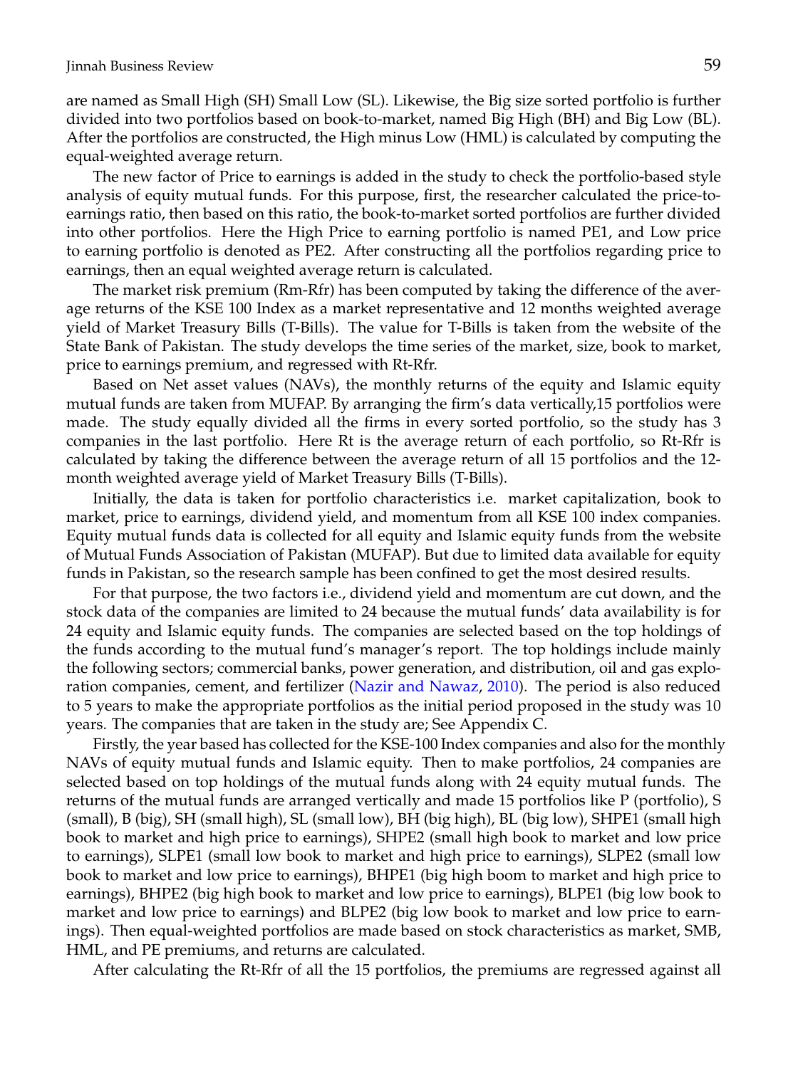are named as Small High (SH) Small Low (SL). Likewise, the Big size sorted portfolio is further divided into two portfolios based on book-to-market, named Big High (BH) and Big Low (BL). After the portfolios are constructed, the High minus Low (HML) is calculated by computing the equal-weighted average return.

The new factor of Price to earnings is added in the study to check the portfolio-based style analysis of equity mutual funds. For this purpose, first, the researcher calculated the price-to-earnings ratio, then based on this ratio, the book-to-market sorted portfolios are further divided into other portfolios. Here the High Price to earning portfolio is named PE1, and Low price to earning portfolio is denoted as PE2. After constructing all the portfolios regarding price to earnings, then an equal weighted average return is calculated.

The market risk premium (Rm-Rfr) has been computed by taking the difference of the average returns of the KSE 100 Index as a market representative and 12 months weighted average yield of Market Treasury Bills (T-Bills). The value for T-Bills is taken from the website of the State Bank of Pakistan. The study develops the time series of the market, size, book to market, price to earnings premium, and regressed with Rt-Rfr.

Based on Net asset values (NAVs), the monthly returns of the equity and Islamic equity mutual funds are taken from MUFAP. By arranging the firm's data vertically,15 portfolios were made. The study equally divided all the firms in every sorted portfolio, so the study has 3 companies in the last portfolio. Here Rt is the average return of each portfolio, so Rt-Rfr is calculated by taking the difference between the average return of all 15 portfolios and the 12-month weighted average yield of Market Treasury Bills (T-Bills).

Initially, the data is taken for portfolio characteristics i.e. market capitalization, book to market, price to earnings, dividend yield, and momentum from all KSE 100 index companies. Equity mutual funds data is collected for all equity and Islamic equity funds from the website of Mutual Funds Association of Pakistan (MUFAP). But due to limited data available for equity funds in Pakistan, so the research sample has been confined to get the most desired results.

For that purpose, the two factors i.e., dividend yield and momentum are cut down, and the stock data of the companies are limited to 24 because the mutual funds' data availability is for 24 equity and Islamic equity funds. The companies are selected based on the top holdings of the funds according to the mutual fund's manager's report. The top holdings include mainly the following sectors; commercial banks, power generation, and distribution, oil and gas exploration companies, cement, and fertilizer (Nazir and Nawaz, 2010). The period is also reduced to 5 years to make the appropriate portfolios as the initial period proposed in the study was 10 years. The companies that are taken in the study are; See Appendix C.

Firstly, the year based has collected for the KSE-100 Index companies and also for the monthly NAVs of equity mutual funds and Islamic equity. Then to make portfolios, 24 companies are selected based on top holdings of the mutual funds along with 24 equity mutual funds. The returns of the mutual funds are arranged vertically and made 15 portfolios like P (portfolio), S (small), B (big), SH (small high), SL (small low), BH (big high), BL (big low), SHPE1 (small high book to market and high price to earnings), SHPE2 (small high book to market and low price to earnings), SLPE1 (small low book to market and high price to earnings), SLPE2 (small low book to market and low price to earnings), BHPE1 (big high boom to market and high price to earnings), BHPE2 (big high book to market and low price to earnings), BLPE1 (big low book to market and low price to earnings) and BLPE2 (big low book to market and low price to earnings). Then equal-weighted portfolios are made based on stock characteristics as market, SMB, HML, and PE premiums, and returns are calculated.

After calculating the Rt-Rfr of all the 15 portfolios, the premiums are regressed against all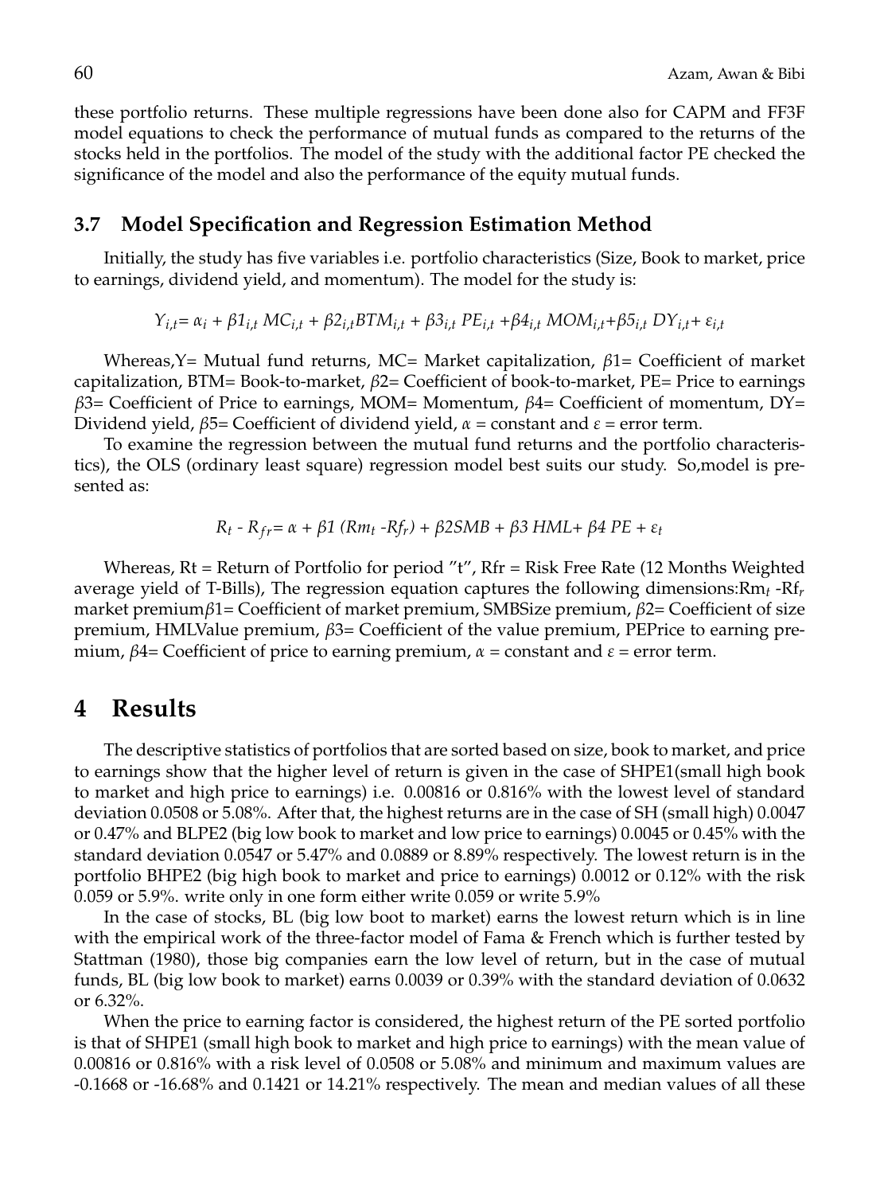these portfolio returns. These multiple regressions have been done also for CAPM and FF3F model equations to check the performance of mutual funds as compared to the returns of the stocks held in the portfolios. The model of the study with the additional factor PE checked the significance of the model and also the performance of the equity mutual funds.

### 3.7 Model Specification and Regression Estimation Method

Initially, the study has five variables i.e. portfolio characteristics (Size, Book to market, price to earnings, dividend yield, and momentum). The model for the study is:

$$Y_{i,t} = \alpha_i + \beta 1_{i,t}\, MC_{i,t} + \beta 2_{i,t} BTM_{i,t} + \beta 3_{i,t}\, PE_{i,t} + \beta 4_{i,t}\, MOM_{i,t} + \beta 5_{i,t}\, DY_{i,t} + \varepsilon_{i,t}$$

Whereas,Y= Mutual fund returns, MC= Market capitalization, $\beta 1$= Coefficient of market capitalization, BTM= Book-to-market, $\beta 2$= Coefficient of book-to-market, PE= Price to earnings $\beta 3$= Coefficient of Price to earnings, MOM= Momentum, $\beta 4$= Coefficient of momentum, DY= Dividend yield, $\beta 5$= Coefficient of dividend yield, $\alpha$ = constant and $\varepsilon$ = error term.

To examine the regression between the mutual fund returns and the portfolio characteristics), the OLS (ordinary least square) regression model best suits our study. So,model is presented as:

$$R_t - R_{fr} = \alpha + \beta 1\,(Rm_t - Rf_r) + \beta 2 SMB + \beta 3\, HML + \beta 4\, PE + \varepsilon_t$$

Whereas, Rt = Return of Portfolio for period "t", Rfr = Risk Free Rate (12 Months Weighted average yield of T-Bills), The regression equation captures the following dimensions:$Rm_t$ -$Rf_r$ market premium$\beta 1$= Coefficient of market premium, SMBSize premium, $\beta 2$= Coefficient of size premium, HMLValue premium, $\beta 3$= Coefficient of the value premium, PEPrice to earning premium, $\beta 4$= Coefficient of price to earning premium, $\alpha$ = constant and $\varepsilon$ = error term.

# 4 Results

The descriptive statistics of portfolios that are sorted based on size, book to market, and price to earnings show that the higher level of return is given in the case of SHPE1(small high book to market and high price to earnings) i.e. 0.00816 or 0.816% with the lowest level of standard deviation 0.0508 or 5.08%. After that, the highest returns are in the case of SH (small high) 0.0047 or 0.47% and BLPE2 (big low book to market and low price to earnings) 0.0045 or 0.45% with the standard deviation 0.0547 or 5.47% and 0.0889 or 8.89% respectively. The lowest return is in the portfolio BHPE2 (big high book to market and price to earnings) 0.0012 or 0.12% with the risk 0.059 or 5.9%. write only in one form either write 0.059 or write 5.9%

In the case of stocks, BL (big low boot to market) earns the lowest return which is in line with the empirical work of the three-factor model of Fama & French which is further tested by Stattman (1980), those big companies earn the low level of return, but in the case of mutual funds, BL (big low book to market) earns 0.0039 or 0.39% with the standard deviation of 0.0632 or 6.32%.

When the price to earning factor is considered, the highest return of the PE sorted portfolio is that of SHPE1 (small high book to market and high price to earnings) with the mean value of 0.00816 or 0.816% with a risk level of 0.0508 or 5.08% and minimum and maximum values are -0.1668 or -16.68% and 0.1421 or 14.21% respectively. The mean and median values of all these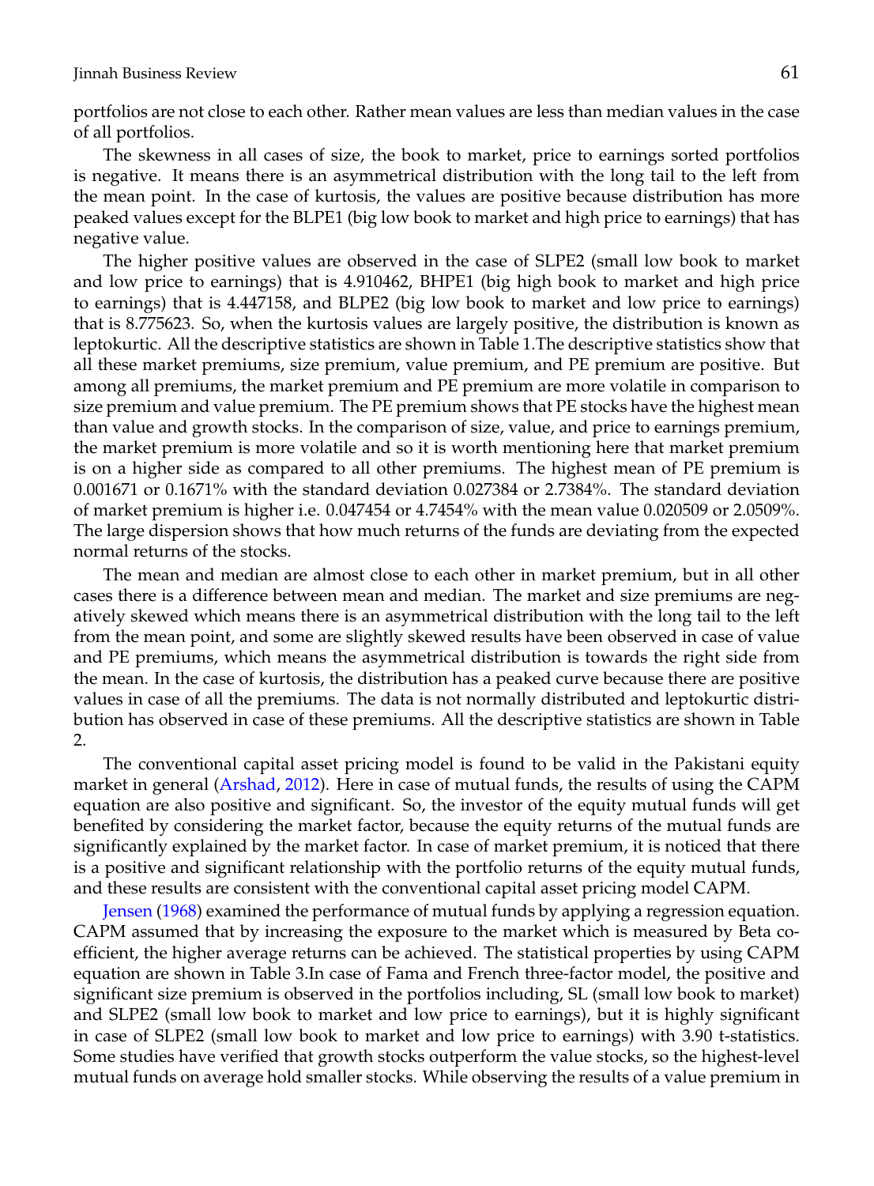portfolios are not close to each other. Rather mean values are less than median values in the case of all portfolios.

The skewness in all cases of size, the book to market, price to earnings sorted portfolios is negative. It means there is an asymmetrical distribution with the long tail to the left from the mean point. In the case of kurtosis, the values are positive because distribution has more peaked values except for the BLPE1 (big low book to market and high price to earnings) that has negative value.

The higher positive values are observed in the case of SLPE2 (small low book to market and low price to earnings) that is 4.910462, BHPE1 (big high book to market and high price to earnings) that is 4.447158, and BLPE2 (big low book to market and low price to earnings) that is 8.775623. So, when the kurtosis values are largely positive, the distribution is known as leptokurtic. All the descriptive statistics are shown in Table 1.The descriptive statistics show that all these market premiums, size premium, value premium, and PE premium are positive. But among all premiums, the market premium and PE premium are more volatile in comparison to size premium and value premium. The PE premium shows that PE stocks have the highest mean than value and growth stocks. In the comparison of size, value, and price to earnings premium, the market premium is more volatile and so it is worth mentioning here that market premium is on a higher side as compared to all other premiums. The highest mean of PE premium is 0.001671 or 0.1671% with the standard deviation 0.027384 or 2.7384%. The standard deviation of market premium is higher i.e. 0.047454 or 4.7454% with the mean value 0.020509 or 2.0509%. The large dispersion shows that how much returns of the funds are deviating from the expected normal returns of the stocks.

The mean and median are almost close to each other in market premium, but in all other cases there is a difference between mean and median. The market and size premiums are negatively skewed which means there is an asymmetrical distribution with the long tail to the left from the mean point, and some are slightly skewed results have been observed in case of value and PE premiums, which means the asymmetrical distribution is towards the right side from the mean. In the case of kurtosis, the distribution has a peaked curve because there are positive values in case of all the premiums. The data is not normally distributed and leptokurtic distribution has observed in case of these premiums. All the descriptive statistics are shown in Table 2.

The conventional capital asset pricing model is found to be valid in the Pakistani equity market in general (Arshad, 2012). Here in case of mutual funds, the results of using the CAPM equation are also positive and significant. So, the investor of the equity mutual funds will get benefited by considering the market factor, because the equity returns of the mutual funds are significantly explained by the market factor. In case of market premium, it is noticed that there is a positive and significant relationship with the portfolio returns of the equity mutual funds, and these results are consistent with the conventional capital asset pricing model CAPM.

Jensen (1968) examined the performance of mutual funds by applying a regression equation. CAPM assumed that by increasing the exposure to the market which is measured by Beta coefficient, the higher average returns can be achieved. The statistical properties by using CAPM equation are shown in Table 3.In case of Fama and French three-factor model, the positive and significant size premium is observed in the portfolios including, SL (small low book to market) and SLPE2 (small low book to market and low price to earnings), but it is highly significant in case of SLPE2 (small low book to market and low price to earnings) with 3.90 t-statistics. Some studies have verified that growth stocks outperform the value stocks, so the highest-level mutual funds on average hold smaller stocks. While observing the results of a value premium in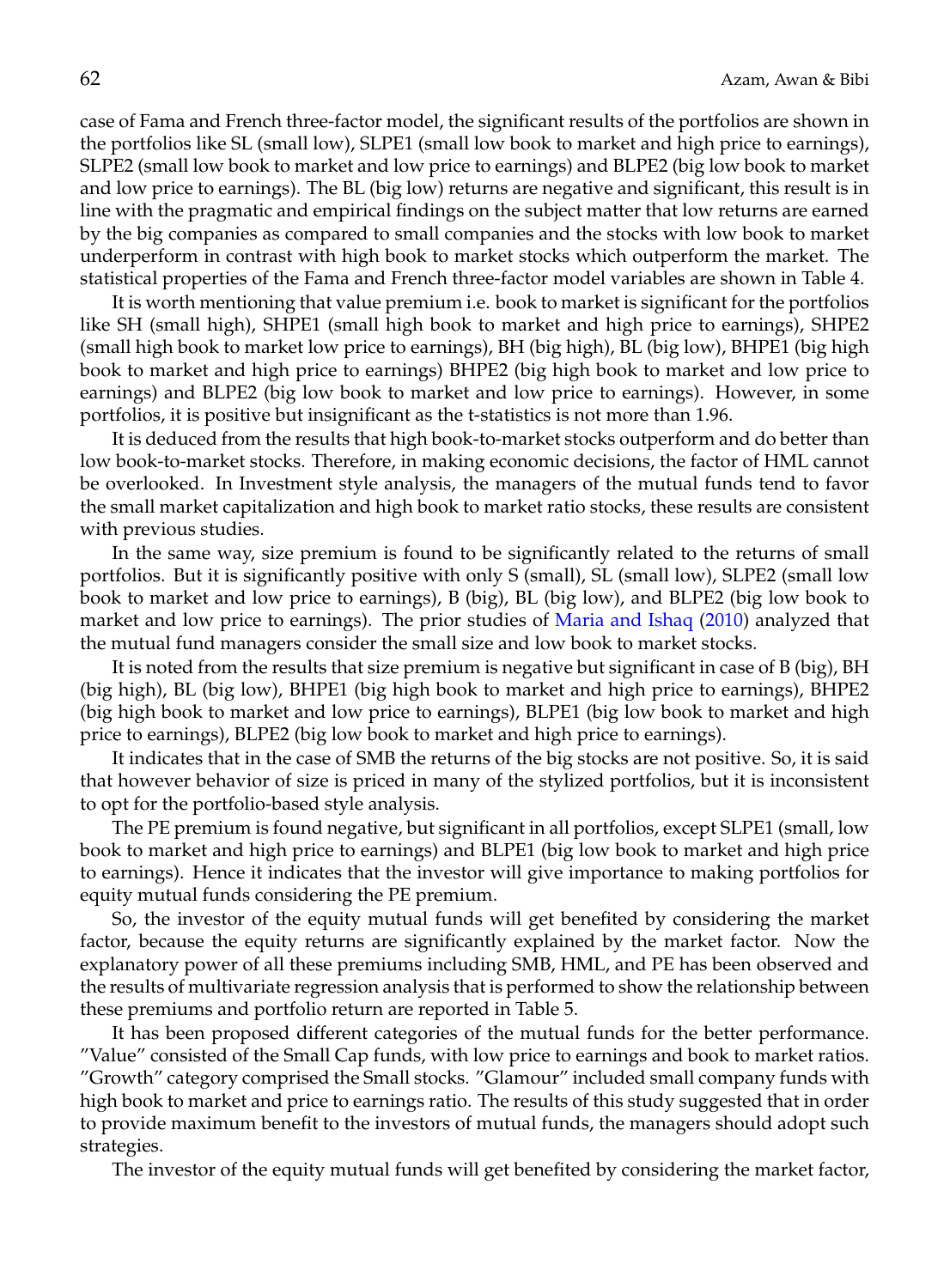case of Fama and French three-factor model, the significant results of the portfolios are shown in the portfolios like SL (small low), SLPE1 (small low book to market and high price to earnings), SLPE2 (small low book to market and low price to earnings) and BLPE2 (big low book to market and low price to earnings). The BL (big low) returns are negative and significant, this result is in line with the pragmatic and empirical findings on the subject matter that low returns are earned by the big companies as compared to small companies and the stocks with low book to market underperform in contrast with high book to market stocks which outperform the market. The statistical properties of the Fama and French three-factor model variables are shown in Table 4.

It is worth mentioning that value premium i.e. book to market is significant for the portfolios like SH (small high), SHPE1 (small high book to market and high price to earnings), SHPE2 (small high book to market low price to earnings), BH (big high), BL (big low), BHPE1 (big high book to market and high price to earnings) BHPE2 (big high book to market and low price to earnings) and BLPE2 (big low book to market and low price to earnings). However, in some portfolios, it is positive but insignificant as the t-statistics is not more than 1.96.

It is deduced from the results that high book-to-market stocks outperform and do better than low book-to-market stocks. Therefore, in making economic decisions, the factor of HML cannot be overlooked. In Investment style analysis, the managers of the mutual funds tend to favor the small market capitalization and high book to market ratio stocks, these results are consistent with previous studies.

In the same way, size premium is found to be significantly related to the returns of small portfolios. But it is significantly positive with only S (small), SL (small low), SLPE2 (small low book to market and low price to earnings), B (big), BL (big low), and BLPE2 (big low book to market and low price to earnings). The prior studies of Maria and Ishaq (2010) analyzed that the mutual fund managers consider the small size and low book to market stocks.

It is noted from the results that size premium is negative but significant in case of B (big), BH (big high), BL (big low), BHPE1 (big high book to market and high price to earnings), BHPE2 (big high book to market and low price to earnings), BLPE1 (big low book to market and high price to earnings), BLPE2 (big low book to market and high price to earnings).

It indicates that in the case of SMB the returns of the big stocks are not positive. So, it is said that however behavior of size is priced in many of the stylized portfolios, but it is inconsistent to opt for the portfolio-based style analysis.

The PE premium is found negative, but significant in all portfolios, except SLPE1 (small, low book to market and high price to earnings) and BLPE1 (big low book to market and high price to earnings). Hence it indicates that the investor will give importance to making portfolios for equity mutual funds considering the PE premium.

So, the investor of the equity mutual funds will get benefited by considering the market factor, because the equity returns are significantly explained by the market factor. Now the explanatory power of all these premiums including SMB, HML, and PE has been observed and the results of multivariate regression analysis that is performed to show the relationship between these premiums and portfolio return are reported in Table 5.

It has been proposed different categories of the mutual funds for the better performance. "Value" consisted of the Small Cap funds, with low price to earnings and book to market ratios. "Growth" category comprised the Small stocks. "Glamour" included small company funds with high book to market and price to earnings ratio. The results of this study suggested that in order to provide maximum benefit to the investors of mutual funds, the managers should adopt such strategies.

The investor of the equity mutual funds will get benefited by considering the market factor,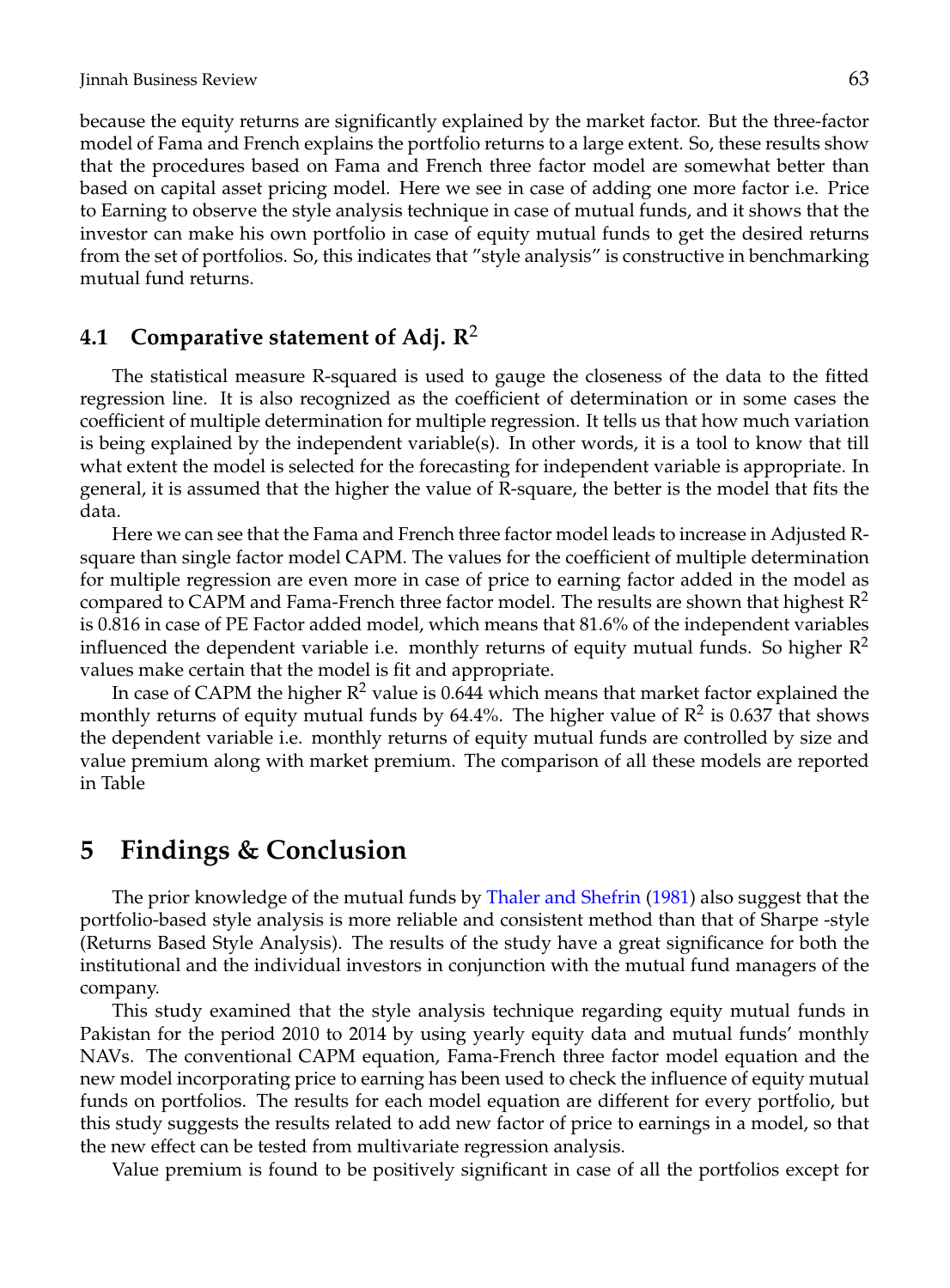because the equity returns are significantly explained by the market factor. But the three-factor model of Fama and French explains the portfolio returns to a large extent. So, these results show that the procedures based on Fama and French three factor model are somewhat better than based on capital asset pricing model. Here we see in case of adding one more factor i.e. Price to Earning to observe the style analysis technique in case of mutual funds, and it shows that the investor can make his own portfolio in case of equity mutual funds to get the desired returns from the set of portfolios. So, this indicates that "style analysis" is constructive in benchmarking mutual fund returns.

## 4.1 Comparative statement of Adj. $R^2$

The statistical measure R-squared is used to gauge the closeness of the data to the fitted regression line. It is also recognized as the coefficient of determination or in some cases the coefficient of multiple determination for multiple regression. It tells us that how much variation is being explained by the independent variable(s). In other words, it is a tool to know that till what extent the model is selected for the forecasting for independent variable is appropriate. In general, it is assumed that the higher the value of R-square, the better is the model that fits the data.

Here we can see that the Fama and French three factor model leads to increase in Adjusted R-square than single factor model CAPM. The values for the coefficient of multiple determination for multiple regression are even more in case of price to earning factor added in the model as compared to CAPM and Fama-French three factor model. The results are shown that highest $R^2$ is 0.816 in case of PE Factor added model, which means that 81.6% of the independent variables influenced the dependent variable i.e. monthly returns of equity mutual funds. So higher $R^2$ values make certain that the model is fit and appropriate.

In case of CAPM the higher $R^2$ value is 0.644 which means that market factor explained the monthly returns of equity mutual funds by 64.4%. The higher value of $R^2$ is 0.637 that shows the dependent variable i.e. monthly returns of equity mutual funds are controlled by size and value premium along with market premium. The comparison of all these models are reported in Table

# 5 Findings & Conclusion

The prior knowledge of the mutual funds by Thaler and Shefrin (1981) also suggest that the portfolio-based style analysis is more reliable and consistent method than that of Sharpe -style (Returns Based Style Analysis). The results of the study have a great significance for both the institutional and the individual investors in conjunction with the mutual fund managers of the company.

This study examined that the style analysis technique regarding equity mutual funds in Pakistan for the period 2010 to 2014 by using yearly equity data and mutual funds' monthly NAVs. The conventional CAPM equation, Fama-French three factor model equation and the new model incorporating price to earning has been used to check the influence of equity mutual funds on portfolios. The results for each model equation are different for every portfolio, but this study suggests the results related to add new factor of price to earnings in a model, so that the new effect can be tested from multivariate regression analysis.

Value premium is found to be positively significant in case of all the portfolios except for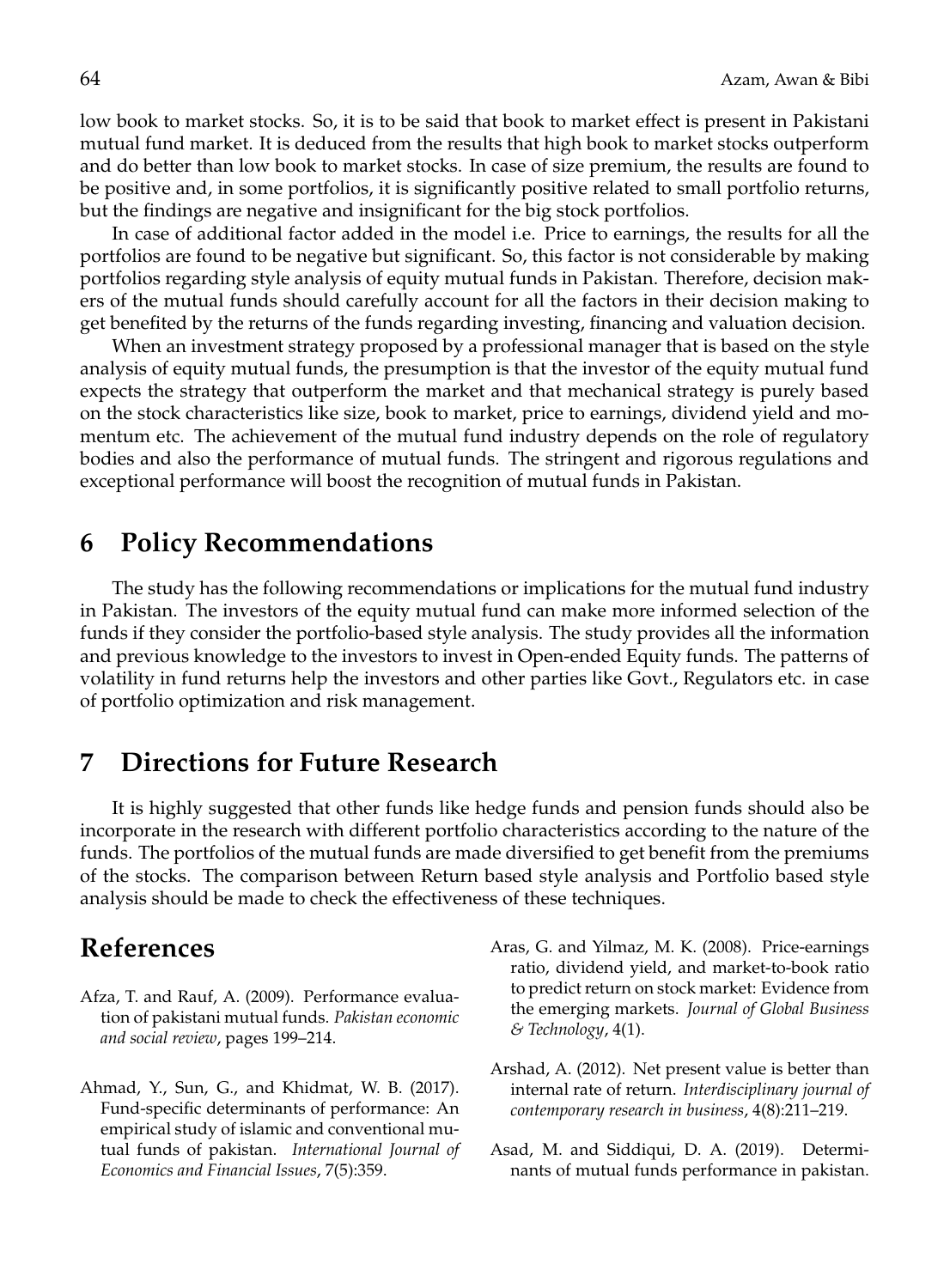low book to market stocks. So, it is to be said that book to market effect is present in Pakistani mutual fund market. It is deduced from the results that high book to market stocks outperform and do better than low book to market stocks. In case of size premium, the results are found to be positive and, in some portfolios, it is significantly positive related to small portfolio returns, but the findings are negative and insignificant for the big stock portfolios.

In case of additional factor added in the model i.e. Price to earnings, the results for all the portfolios are found to be negative but significant. So, this factor is not considerable by making portfolios regarding style analysis of equity mutual funds in Pakistan. Therefore, decision makers of the mutual funds should carefully account for all the factors in their decision making to get benefited by the returns of the funds regarding investing, financing and valuation decision.

When an investment strategy proposed by a professional manager that is based on the style analysis of equity mutual funds, the presumption is that the investor of the equity mutual fund expects the strategy that outperform the market and that mechanical strategy is purely based on the stock characteristics like size, book to market, price to earnings, dividend yield and momentum etc. The achievement of the mutual fund industry depends on the role of regulatory bodies and also the performance of mutual funds. The stringent and rigorous regulations and exceptional performance will boost the recognition of mutual funds in Pakistan.

# 6 Policy Recommendations

The study has the following recommendations or implications for the mutual fund industry in Pakistan. The investors of the equity mutual fund can make more informed selection of the funds if they consider the portfolio-based style analysis. The study provides all the information and previous knowledge to the investors to invest in Open-ended Equity funds. The patterns of volatility in fund returns help the investors and other parties like Govt., Regulators etc. in case of portfolio optimization and risk management.

# 7 Directions for Future Research

It is highly suggested that other funds like hedge funds and pension funds should also be incorporate in the research with different portfolio characteristics according to the nature of the funds. The portfolios of the mutual funds are made diversified to get benefit from the premiums of the stocks. The comparison between Return based style analysis and Portfolio based style analysis should be made to check the effectiveness of these techniques.

# References

Afza, T. and Rauf, A. (2009). Performance evaluation of pakistani mutual funds. *Pakistan economic and social review*, pages 199–214.

Ahmad, Y., Sun, G., and Khidmat, W. B. (2017). Fund-specific determinants of performance: An empirical study of islamic and conventional mutual funds of pakistan. *International Journal of Economics and Financial Issues*, 7(5):359.

Aras, G. and Yilmaz, M. K. (2008). Price-earnings ratio, dividend yield, and market-to-book ratio to predict return on stock market: Evidence from the emerging markets. *Journal of Global Business & Technology*, 4(1).

Arshad, A. (2012). Net present value is better than internal rate of return. *Interdisciplinary journal of contemporary research in business*, 4(8):211–219.

Asad, M. and Siddiqui, D. A. (2019). Determinants of mutual funds performance in pakistan.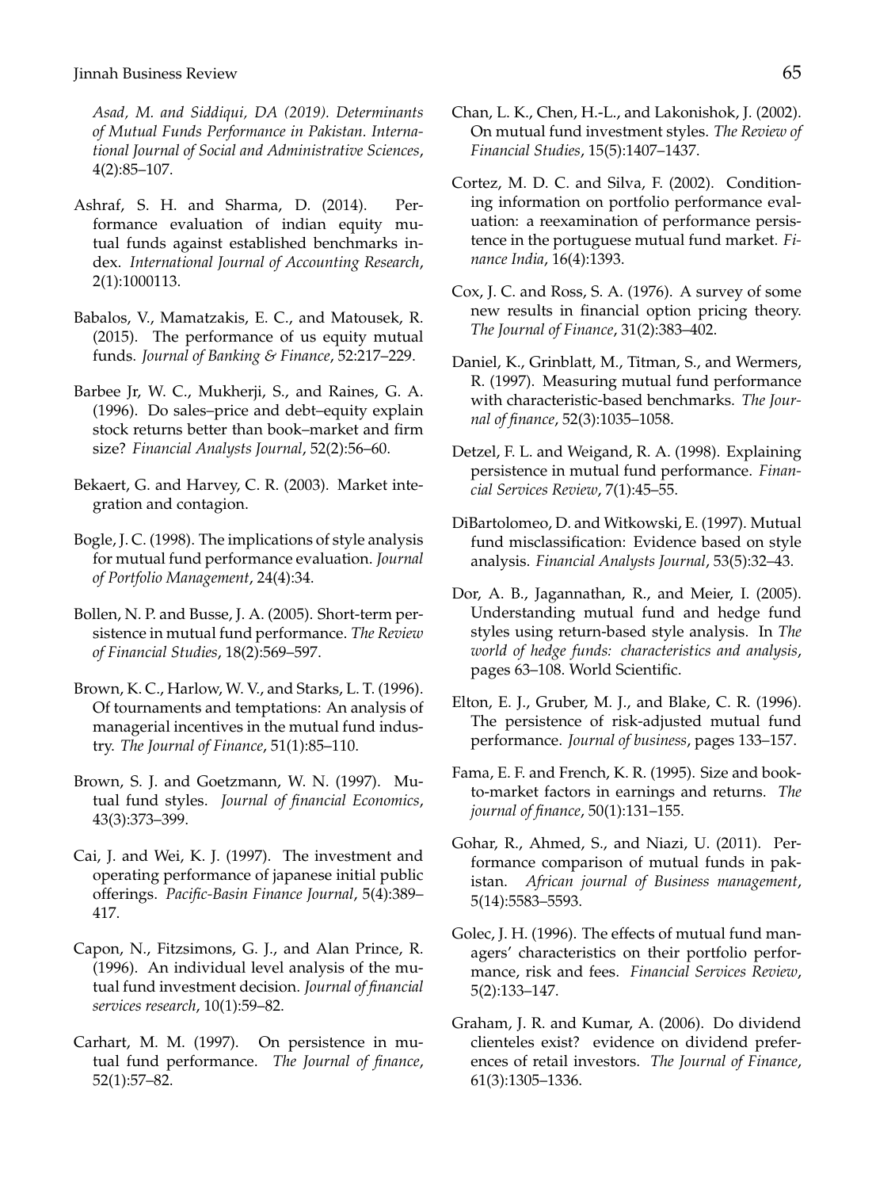*Asad, M. and Siddiqui, DA (2019). Determinants of Mutual Funds Performance in Pakistan. International Journal of Social and Administrative Sciences*, 4(2):85–107.

Ashraf, S. H. and Sharma, D. (2014). Performance evaluation of indian equity mutual funds against established benchmarks index. *International Journal of Accounting Research*, 2(1):1000113.

Babalos, V., Mamatzakis, E. C., and Matousek, R. (2015). The performance of us equity mutual funds. *Journal of Banking & Finance*, 52:217–229.

Barbee Jr, W. C., Mukherji, S., and Raines, G. A. (1996). Do sales–price and debt–equity explain stock returns better than book–market and firm size? *Financial Analysts Journal*, 52(2):56–60.

Bekaert, G. and Harvey, C. R. (2003). Market integration and contagion.

Bogle, J. C. (1998). The implications of style analysis for mutual fund performance evaluation. *Journal of Portfolio Management*, 24(4):34.

Bollen, N. P. and Busse, J. A. (2005). Short-term persistence in mutual fund performance. *The Review of Financial Studies*, 18(2):569–597.

Brown, K. C., Harlow, W. V., and Starks, L. T. (1996). Of tournaments and temptations: An analysis of managerial incentives in the mutual fund industry. *The Journal of Finance*, 51(1):85–110.

Brown, S. J. and Goetzmann, W. N. (1997). Mutual fund styles. *Journal of financial Economics*, 43(3):373–399.

Cai, J. and Wei, K. J. (1997). The investment and operating performance of japanese initial public offerings. *Pacific-Basin Finance Journal*, 5(4):389–417.

Capon, N., Fitzsimons, G. J., and Alan Prince, R. (1996). An individual level analysis of the mutual fund investment decision. *Journal of financial services research*, 10(1):59–82.

Carhart, M. M. (1997). On persistence in mutual fund performance. *The Journal of finance*, 52(1):57–82.

Chan, L. K., Chen, H.-L., and Lakonishok, J. (2002). On mutual fund investment styles. *The Review of Financial Studies*, 15(5):1407–1437.

Cortez, M. D. C. and Silva, F. (2002). Conditioning information on portfolio performance evaluation: a reexamination of performance persistence in the portuguese mutual fund market. *Finance India*, 16(4):1393.

Cox, J. C. and Ross, S. A. (1976). A survey of some new results in financial option pricing theory. *The Journal of Finance*, 31(2):383–402.

Daniel, K., Grinblatt, M., Titman, S., and Wermers, R. (1997). Measuring mutual fund performance with characteristic-based benchmarks. *The Journal of finance*, 52(3):1035–1058.

Detzel, F. L. and Weigand, R. A. (1998). Explaining persistence in mutual fund performance. *Financial Services Review*, 7(1):45–55.

DiBartolomeo, D. and Witkowski, E. (1997). Mutual fund misclassification: Evidence based on style analysis. *Financial Analysts Journal*, 53(5):32–43.

Dor, A. B., Jagannathan, R., and Meier, I. (2005). Understanding mutual fund and hedge fund styles using return-based style analysis. In *The world of hedge funds: characteristics and analysis*, pages 63–108. World Scientific.

Elton, E. J., Gruber, M. J., and Blake, C. R. (1996). The persistence of risk-adjusted mutual fund performance. *Journal of business*, pages 133–157.

Fama, E. F. and French, K. R. (1995). Size and book-to-market factors in earnings and returns. *The journal of finance*, 50(1):131–155.

Gohar, R., Ahmed, S., and Niazi, U. (2011). Performance comparison of mutual funds in pakistan. *African journal of Business management*, 5(14):5583–5593.

Golec, J. H. (1996). The effects of mutual fund managers' characteristics on their portfolio performance, risk and fees. *Financial Services Review*, 5(2):133–147.

Graham, J. R. and Kumar, A. (2006). Do dividend clienteles exist? evidence on dividend preferences of retail investors. *The Journal of Finance*, 61(3):1305–1336.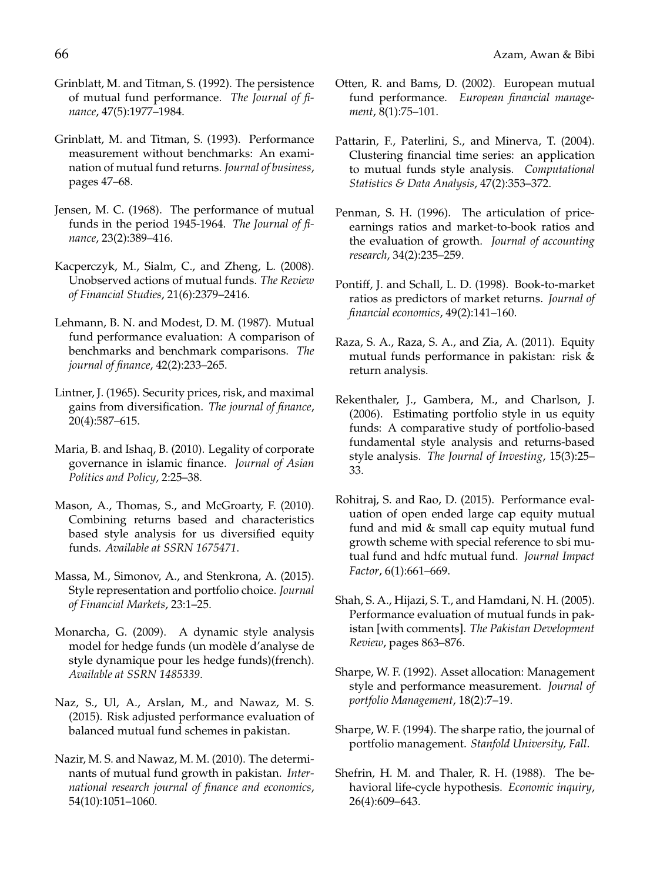Grinblatt, M. and Titman, S. (1992). The persistence of mutual fund performance. *The Journal of finance*, 47(5):1977–1984.

Grinblatt, M. and Titman, S. (1993). Performance measurement without benchmarks: An examination of mutual fund returns. *Journal of business*, pages 47–68.

Jensen, M. C. (1968). The performance of mutual funds in the period 1945-1964. *The Journal of finance*, 23(2):389–416.

Kacperczyk, M., Sialm, C., and Zheng, L. (2008). Unobserved actions of mutual funds. *The Review of Financial Studies*, 21(6):2379–2416.

Lehmann, B. N. and Modest, D. M. (1987). Mutual fund performance evaluation: A comparison of benchmarks and benchmark comparisons. *The journal of finance*, 42(2):233–265.

Lintner, J. (1965). Security prices, risk, and maximal gains from diversification. *The journal of finance*, 20(4):587–615.

Maria, B. and Ishaq, B. (2010). Legality of corporate governance in islamic finance. *Journal of Asian Politics and Policy*, 2:25–38.

Mason, A., Thomas, S., and McGroarty, F. (2010). Combining returns based and characteristics based style analysis for us diversified equity funds. *Available at SSRN 1675471*.

Massa, M., Simonov, A., and Stenkrona, A. (2015). Style representation and portfolio choice. *Journal of Financial Markets*, 23:1–25.

Monarcha, G. (2009). A dynamic style analysis model for hedge funds (un modèle d'analyse de style dynamique pour les hedge funds)(french). *Available at SSRN 1485339*.

Naz, S., Ul, A., Arslan, M., and Nawaz, M. S. (2015). Risk adjusted performance evaluation of balanced mutual fund schemes in pakistan.

Nazir, M. S. and Nawaz, M. M. (2010). The determinants of mutual fund growth in pakistan. *International research journal of finance and economics*, 54(10):1051–1060.

Otten, R. and Bams, D. (2002). European mutual fund performance. *European financial management*, 8(1):75–101.

Pattarin, F., Paterlini, S., and Minerva, T. (2004). Clustering financial time series: an application to mutual funds style analysis. *Computational Statistics & Data Analysis*, 47(2):353–372.

Penman, S. H. (1996). The articulation of price-earnings ratios and market-to-book ratios and the evaluation of growth. *Journal of accounting research*, 34(2):235–259.

Pontiff, J. and Schall, L. D. (1998). Book-to-market ratios as predictors of market returns. *Journal of financial economics*, 49(2):141–160.

Raza, S. A., Raza, S. A., and Zia, A. (2011). Equity mutual funds performance in pakistan: risk & return analysis.

Rekenthaler, J., Gambera, M., and Charlson, J. (2006). Estimating portfolio style in us equity funds: A comparative study of portfolio-based fundamental style analysis and returns-based style analysis. *The Journal of Investing*, 15(3):25–33.

Rohitraj, S. and Rao, D. (2015). Performance evaluation of open ended large cap equity mutual fund and mid & small cap equity mutual fund growth scheme with special reference to sbi mutual fund and hdfc mutual fund. *Journal Impact Factor*, 6(1):661–669.

Shah, S. A., Hijazi, S. T., and Hamdani, N. H. (2005). Performance evaluation of mutual funds in pakistan [with comments]. *The Pakistan Development Review*, pages 863–876.

Sharpe, W. F. (1992). Asset allocation: Management style and performance measurement. *Journal of portfolio Management*, 18(2):7–19.

Sharpe, W. F. (1994). The sharpe ratio, the journal of portfolio management. *Stanfold University, Fall*.

Shefrin, H. M. and Thaler, R. H. (1988). The behavioral life-cycle hypothesis. *Economic inquiry*, 26(4):609–643.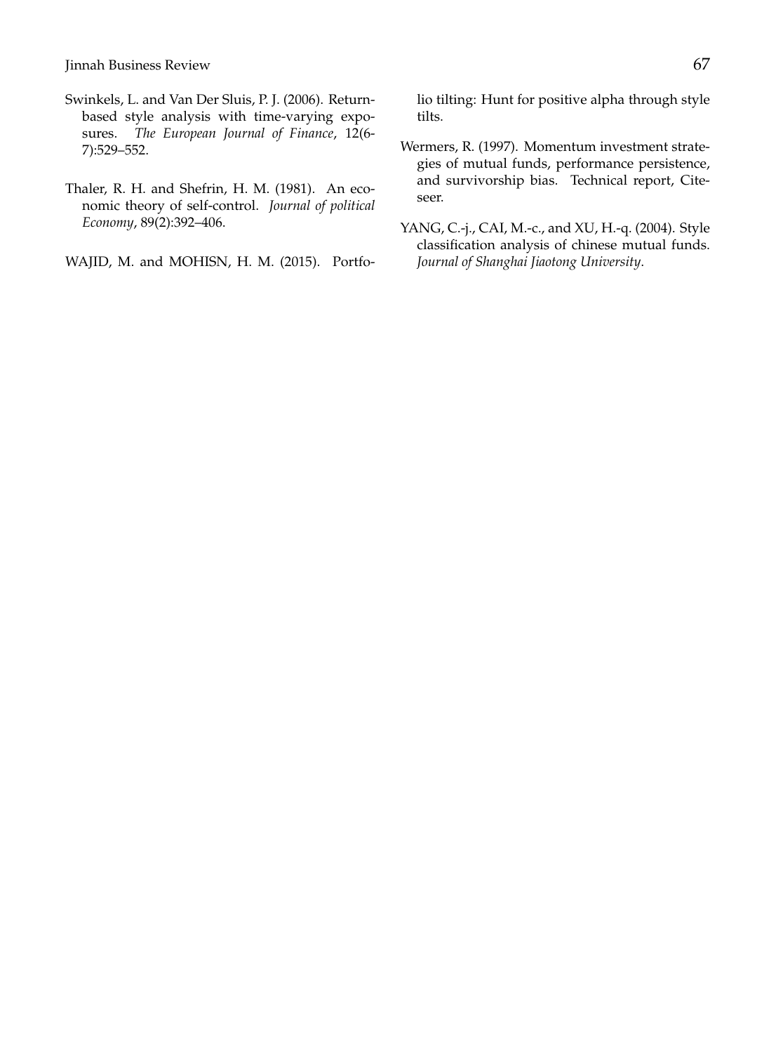Swinkels, L. and Van Der Sluis, P. J. (2006). Return-based style analysis with time-varying exposures. *The European Journal of Finance*, 12(6-7):529–552.

Thaler, R. H. and Shefrin, H. M. (1981). An economic theory of self-control. *Journal of political Economy*, 89(2):392–406.

WAJID, M. and MOHISN, H. M. (2015). Portfolio tilting: Hunt for positive alpha through style tilts.

Wermers, R. (1997). Momentum investment strategies of mutual funds, performance persistence, and survivorship bias. Technical report, Citeseer.

YANG, C.-j., CAI, M.-c., and XU, H.-q. (2004). Style classification analysis of chinese mutual funds. *Journal of Shanghai Jiaotong University*.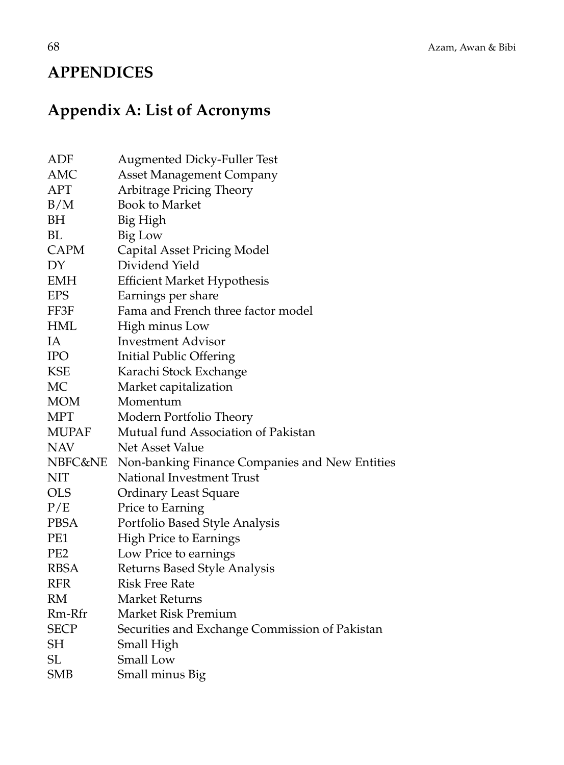# APPENDICES

## Appendix A: List of Acronyms

| | |
|---|---|
| ADF | Augmented Dicky-Fuller Test |
| AMC | Asset Management Company |
| APT | Arbitrage Pricing Theory |
| B/M | Book to Market |
| BH | Big High |
| BL | Big Low |
| CAPM | Capital Asset Pricing Model |
| DY | Dividend Yield |
| EMH | Efficient Market Hypothesis |
| EPS | Earnings per share |
| FF3F | Fama and French three factor model |
| HML | High minus Low |
| IA | Investment Advisor |
| IPO | Initial Public Offering |
| KSE | Karachi Stock Exchange |
| MC | Market capitalization |
| MOM | Momentum |
| MPT | Modern Portfolio Theory |
| MUPAF | Mutual fund Association of Pakistan |
| NAV | Net Asset Value |
| NBFC&NE | Non-banking Finance Companies and New Entities |
| NIT | National Investment Trust |
| OLS | Ordinary Least Square |
| P/E | Price to Earning |
| PBSA | Portfolio Based Style Analysis |
| PE1 | High Price to Earnings |
| PE2 | Low Price to earnings |
| RBSA | Returns Based Style Analysis |
| RFR | Risk Free Rate |
| RM | Market Returns |
| Rm-Rfr | Market Risk Premium |
| SECP | Securities and Exchange Commission of Pakistan |
| SH | Small High |
| SL | Small Low |
| SMB | Small minus Big |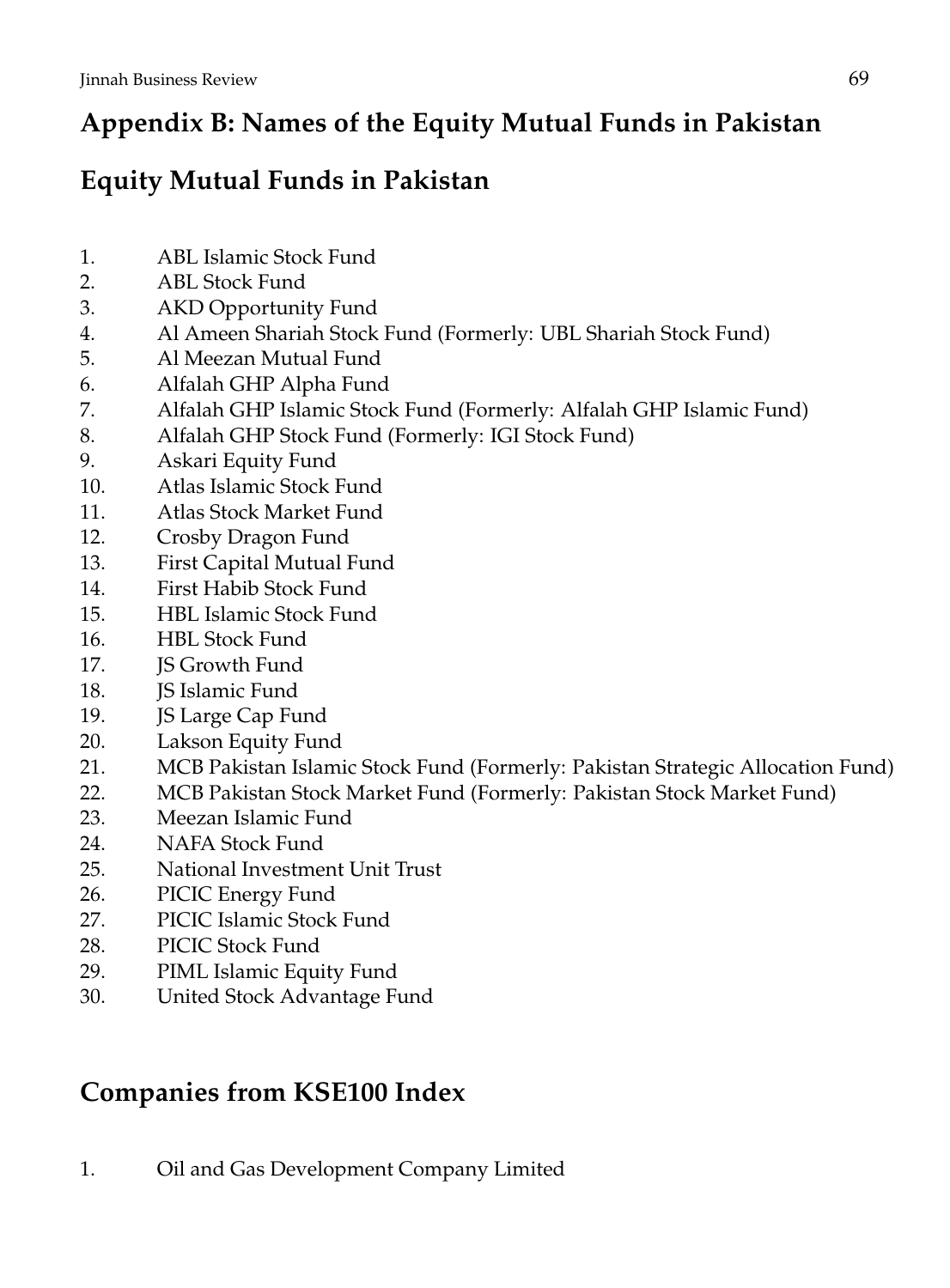## Appendix B: Names of the Equity Mutual Funds in Pakistan

## Equity Mutual Funds in Pakistan

1. ABL Islamic Stock Fund
2. ABL Stock Fund
3. AKD Opportunity Fund
4. Al Ameen Shariah Stock Fund (Formerly: UBL Shariah Stock Fund)
5. Al Meezan Mutual Fund
6. Alfalah GHP Alpha Fund
7. Alfalah GHP Islamic Stock Fund (Formerly: Alfalah GHP Islamic Fund)
8. Alfalah GHP Stock Fund (Formerly: IGI Stock Fund)
9. Askari Equity Fund
10. Atlas Islamic Stock Fund
11. Atlas Stock Market Fund
12. Crosby Dragon Fund
13. First Capital Mutual Fund
14. First Habib Stock Fund
15. HBL Islamic Stock Fund
16. HBL Stock Fund
17. JS Growth Fund
18. JS Islamic Fund
19. JS Large Cap Fund
20. Lakson Equity Fund
21. MCB Pakistan Islamic Stock Fund (Formerly: Pakistan Strategic Allocation Fund)
22. MCB Pakistan Stock Market Fund (Formerly: Pakistan Stock Market Fund)
23. Meezan Islamic Fund
24. NAFA Stock Fund
25. National Investment Unit Trust
26. PICIC Energy Fund
27. PICIC Islamic Stock Fund
28. PICIC Stock Fund
29. PIML Islamic Equity Fund
30. United Stock Advantage Fund

## Companies from KSE100 Index

1. Oil and Gas Development Company Limited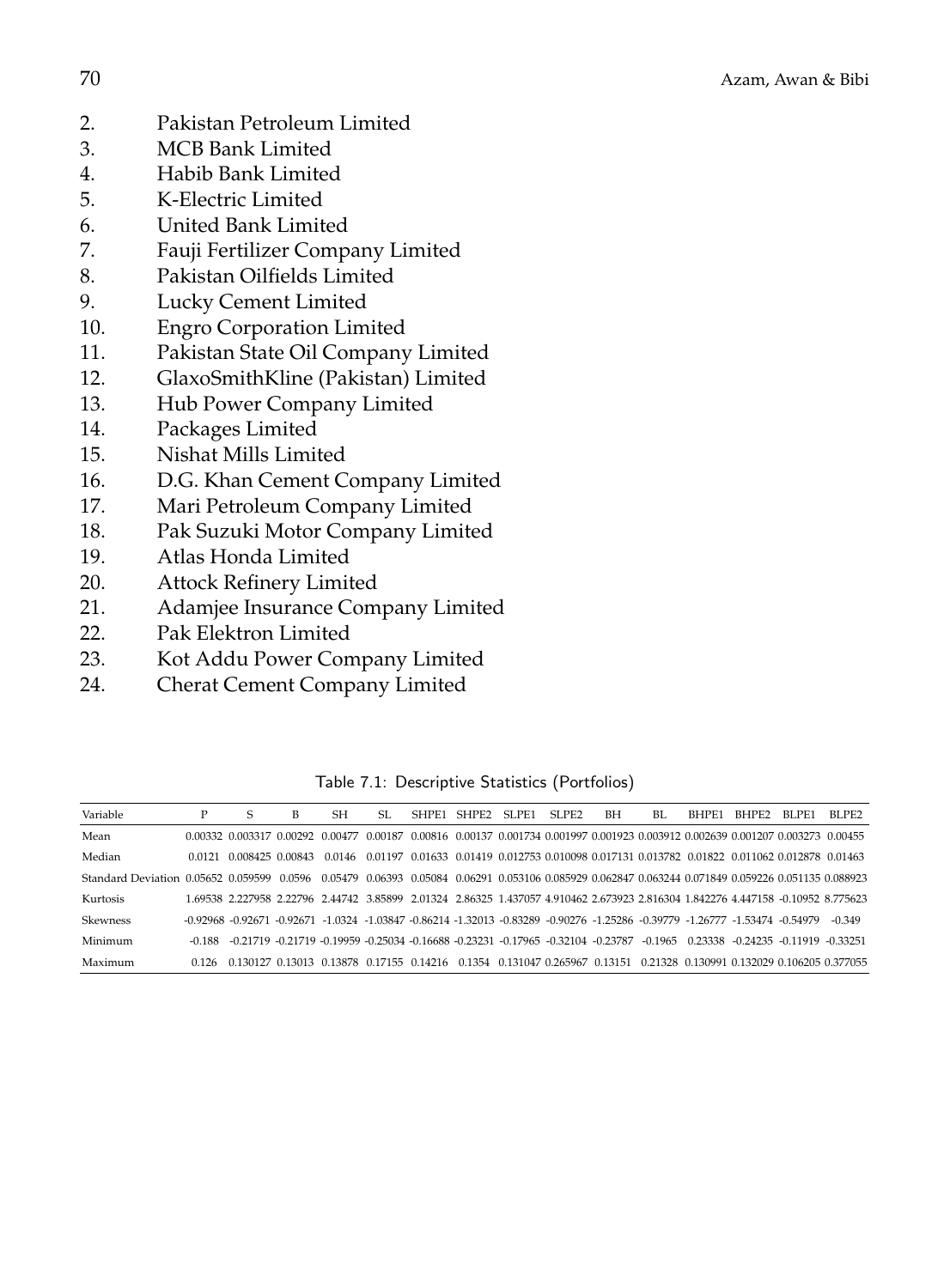2. Pakistan Petroleum Limited
3. MCB Bank Limited
4. Habib Bank Limited
5. K-Electric Limited
6. United Bank Limited
7. Fauji Fertilizer Company Limited
8. Pakistan Oilfields Limited
9. Lucky Cement Limited
10. Engro Corporation Limited
11. Pakistan State Oil Company Limited
12. GlaxoSmithKline (Pakistan) Limited
13. Hub Power Company Limited
14. Packages Limited
15. Nishat Mills Limited
16. D.G. Khan Cement Company Limited
17. Mari Petroleum Company Limited
18. Pak Suzuki Motor Company Limited
19. Atlas Honda Limited
20. Attock Refinery Limited
21. Adamjee Insurance Company Limited
22. Pak Elektron Limited
23. Kot Addu Power Company Limited
24. Cherat Cement Company Limited

Table 7.1: Descriptive Statistics (Portfolios)

| Variable | P | S | B | SH | SL | SHPE1 | SHPE2 | SLPE1 | SLPE2 | BH | BL | BHPE1 | BHPE2 | BLPE1 | BLPE2 |
|---|---|---|---|---|---|---|---|---|---|---|---|---|---|---|---|
| Mean | 0.00332 | 0.003317 | 0.00292 | 0.00477 | 0.00187 | 0.00816 | 0.00137 | 0.001734 | 0.001997 | 0.001923 | 0.003912 | 0.002639 | 0.001207 | 0.003273 | 0.00455 |
| Median | 0.0121 | 0.008425 | 0.00843 | 0.0146 | 0.01197 | 0.01633 | 0.01419 | 0.012753 | 0.010098 | 0.017131 | 0.013782 | 0.01822 | 0.011062 | 0.012878 | 0.01463 |
| Standard Deviation | 0.05652 | 0.059599 | 0.0596 | 0.05479 | 0.06393 | 0.05084 | 0.06291 | 0.053106 | 0.085929 | 0.062847 | 0.063244 | 0.071849 | 0.059226 | 0.051135 | 0.088923 |
| Kurtosis | 1.69538 | 2.227958 | 2.22796 | 2.44742 | 3.85899 | 2.01324 | 2.86325 | 1.437057 | 4.910462 | 2.673923 | 2.816304 | 1.842276 | 4.447158 | -0.10952 | 8.775623 |
| Skewness | -0.92968 | -0.92671 | -0.92671 | -1.0324 | -1.03847 | -0.86214 | -1.32013 | -0.83289 | -0.90276 | -1.25286 | -0.39779 | -1.26777 | -1.53474 | -0.54979 | -0.349 |
| Minimum | -0.188 | -0.21719 | -0.21719 | -0.19959 | -0.25034 | -0.16688 | -0.23231 | -0.17965 | -0.32104 | -0.23787 | -0.1965 | 0.23338 | -0.24235 | -0.11919 | -0.33251 |
| Maximum | 0.126 | 0.130127 | 0.13013 | 0.13878 | 0.17155 | 0.14216 | 0.1354 | 0.131047 | 0.265967 | 0.13151 | 0.21328 | 0.130991 | 0.132029 | 0.106205 | 0.377055 |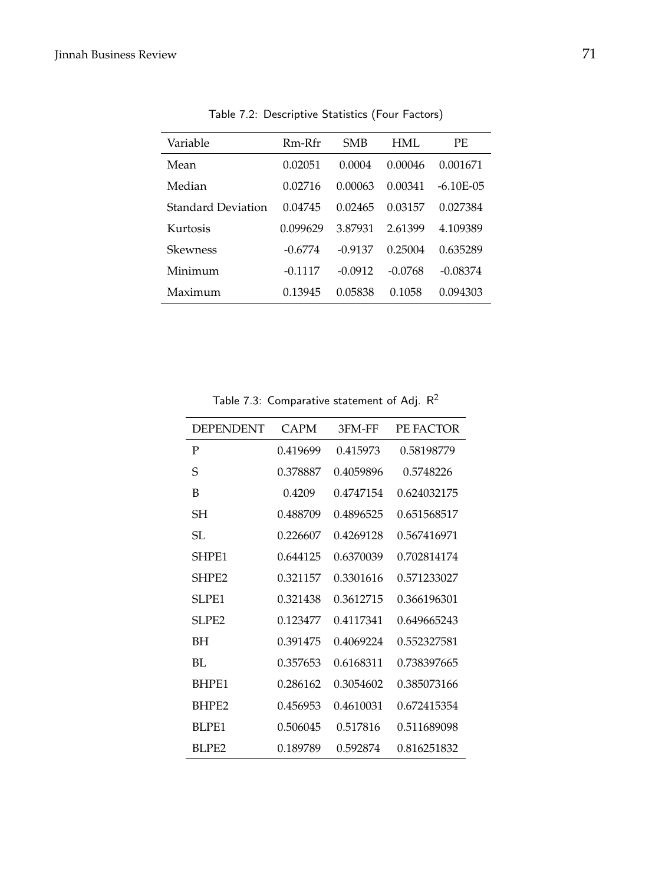Table 7.2: Descriptive Statistics (Four Factors)

| Variable | Rm-Rfr | SMB | HML | PE |
|---|---|---|---|---|
| Mean | 0.02051 | 0.0004 | 0.00046 | 0.001671 |
| Median | 0.02716 | 0.00063 | 0.00341 | -6.10E-05 |
| Standard Deviation | 0.04745 | 0.02465 | 0.03157 | 0.027384 |
| Kurtosis | 0.099629 | 3.87931 | 2.61399 | 4.109389 |
| Skewness | -0.6774 | -0.9137 | 0.25004 | 0.635289 |
| Minimum | -0.1117 | -0.0912 | -0.0768 | -0.08374 |
| Maximum | 0.13945 | 0.05838 | 0.1058 | 0.094303 |

Table 7.3: Comparative statement of Adj. $R^2$

| DEPENDENT | CAPM | 3FM-FF | PE FACTOR |
|---|---|---|---|
| P | 0.419699 | 0.415973 | 0.58198779 |
| S | 0.378887 | 0.4059896 | 0.5748226 |
| B | 0.4209 | 0.4747154 | 0.624032175 |
| SH | 0.488709 | 0.4896525 | 0.651568517 |
| SL | 0.226607 | 0.4269128 | 0.567416971 |
| SHPE1 | 0.644125 | 0.6370039 | 0.702814174 |
| SHPE2 | 0.321157 | 0.3301616 | 0.571233027 |
| SLPE1 | 0.321438 | 0.3612715 | 0.366196301 |
| SLPE2 | 0.123477 | 0.4117341 | 0.649665243 |
| BH | 0.391475 | 0.4069224 | 0.552327581 |
| BL | 0.357653 | 0.6168311 | 0.738397665 |
| BHPE1 | 0.286162 | 0.3054602 | 0.385073166 |
| BHPE2 | 0.456953 | 0.4610031 | 0.672415354 |
| BLPE1 | 0.506045 | 0.517816 | 0.511689098 |
| BLPE2 | 0.189789 | 0.592874 | 0.816251832 |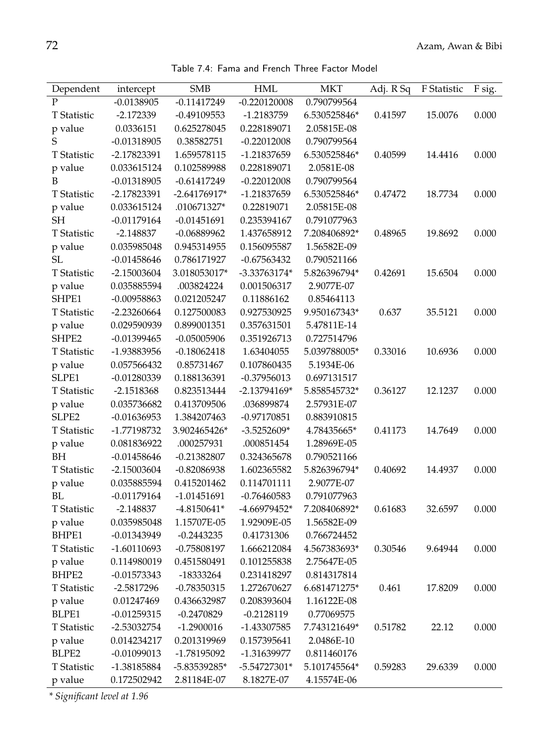Table 7.4: Fama and French Three Factor Model

| Dependent | intercept | SMB | HML | MKT | Adj. R Sq | F Statistic | F sig. |
|---|---|---|---|---|---|---|---|
| P | -0.0138905 | -0.11417249 | -0.220120008 | 0.790799564 | | | |
| T Statistic | -2.172339 | -0.49109553 | -1.2183759 | 6.530525846* | 0.41597 | 15.0076 | 0.000 |
| p value | 0.0336151 | 0.625278045 | 0.228189071 | 2.05815E-08 | | | |
| S | -0.01318905 | 0.38582751 | -0.22012008 | 0.790799564 | | | |
| T Statistic | -2.17823391 | 1.659578115 | -1.21837659 | 6.530525846* | 0.40599 | 14.4416 | 0.000 |
| p value | 0.033615124 | 0.102589988 | 0.228189071 | 2.0581E-08 | | | |
| B | -0.01318905 | -0.61417249 | -0.22012008 | 0.790799564 | | | |
| T Statistic | -2.17823391 | -2.64176917* | -1.21837659 | 6.530525846* | 0.47472 | 18.7734 | 0.000 |
| p value | 0.033615124 | .010671327* | 0.22819071 | 2.05815E-08 | | | |
| SH | -0.01179164 | -0.01451691 | 0.235394167 | 0.791077963 | | | |
| T Statistic | -2.148837 | -0.06889962 | 1.437658912 | 7.208406892* | 0.48965 | 19.8692 | 0.000 |
| p value | 0.035985048 | 0.945314955 | 0.156095587 | 1.56582E-09 | | | |
| SL | -0.01458646 | 0.786171927 | -0.67563432 | 0.790521166 | | | |
| T Statistic | -2.15003604 | 3.018053017* | -3.33763174* | 5.826396794* | 0.42691 | 15.6504 | 0.000 |
| p value | 0.035885594 | .003824224 | 0.001506317 | 2.9077E-07 | | | |
| SHPE1 | -0.00958863 | 0.021205247 | 0.11886162 | 0.85464113 | | | |
| T Statistic | -2.23260664 | 0.127500083 | 0.927530925 | 9.950167343* | 0.637 | 35.5121 | 0.000 |
| p value | 0.029590939 | 0.899001351 | 0.357631501 | 5.47811E-14 | | | |
| SHPE2 | -0.01399465 | -0.05005906 | 0.351926713 | 0.727514796 | | | |
| T Statistic | -1.93883956 | -0.18062418 | 1.63404055 | 5.039788005* | 0.33016 | 10.6936 | 0.000 |
| p value | 0.057566432 | 0.85731467 | 0.107860435 | 5.1934E-06 | | | |
| SLPE1 | -0.01280339 | 0.188136391 | -0.37956013 | 0.697131517 | | | |
| T Statistic | -2.1518368 | 0.823513444 | -2.13794169* | 5.858545732* | 0.36127 | 12.1237 | 0.000 |
| p value | 0.035736682 | 0.413709506 | .036899874 | 2.57931E-07 | | | |
| SLPE2 | -0.01636953 | 1.384207463 | -0.97170851 | 0.883910815 | | | |
| T Statistic | -1.77198732 | 3.902465426* | -3.5252609* | 4.78435665* | 0.41173 | 14.7649 | 0.000 |
| p value | 0.081836922 | .000257931 | .000851454 | 1.28969E-05 | | | |
| BH | -0.01458646 | -0.21382807 | 0.324365678 | 0.790521166 | | | |
| T Statistic | -2.15003604 | -0.82086938 | 1.602365582 | 5.826396794* | 0.40692 | 14.4937 | 0.000 |
| p value | 0.035885594 | 0.415201462 | 0.114701111 | 2.9077E-07 | | | |
| BL | -0.01179164 | -1.01451691 | -0.76460583 | 0.791077963 | | | |
| T Statistic | -2.148837 | -4.8150641* | -4.66979452* | 7.208406892* | 0.61683 | 32.6597 | 0.000 |
| p value | 0.035985048 | 1.15707E-05 | 1.92909E-05 | 1.56582E-09 | | | |
| BHPE1 | -0.01343949 | -0.2443235 | 0.41731306 | 0.766724452 | | | |
| T Statistic | -1.60110693 | -0.75808197 | 1.666212084 | 4.567383693* | 0.30546 | 9.64944 | 0.000 |
| p value | 0.114980019 | 0.451580491 | 0.101255838 | 2.75647E-05 | | | |
| BHPE2 | -0.01573343 | -18333264 | 0.231418297 | 0.814317814 | | | |
| T Statistic | -2.5817296 | -0.78350315 | 1.272670627 | 6.681471275* | 0.461 | 17.8209 | 0.000 |
| p value | 0.01247469 | 0.436632987 | 0.208393604 | 1.16122E-08 | | | |
| BLPE1 | -0.01259315 | -0.2470829 | -0.2128119 | 0.77069575 | | | |
| T Statistic | -2.53032754 | -1.2900016 | -1.43307585 | 7.743121649* | 0.51782 | 22.12 | 0.000 |
| p value | 0.014234217 | 0.201319969 | 0.157395641 | 2.0486E-10 | | | |
| BLPE2 | -0.01099013 | -1.78195092 | -1.31639977 | 0.811460176 | | | |
| T Statistic | -1.38185884 | -5.83539285* | -5.54727301* | 5.101745564* | 0.59283 | 29.6339 | 0.000 |
| p value | 0.172502942 | 2.81184E-07 | 8.1827E-07 | 4.15574E-06 | | | |

*\* Significant level at 1.96*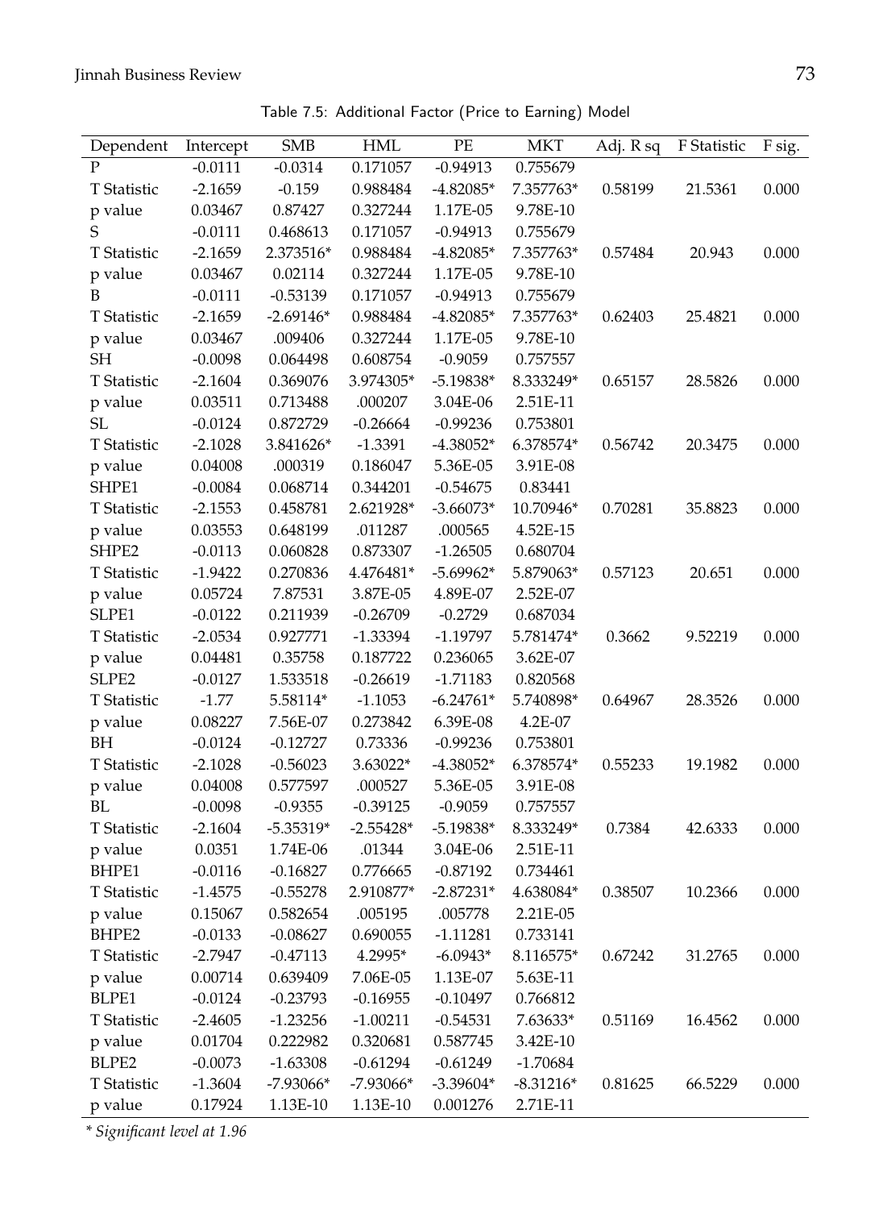Table 7.5: Additional Factor (Price to Earning) Model

| Dependent | Intercept | SMB | HML | PE | MKT | Adj. R sq | F Statistic | F sig. |
|---|---|---|---|---|---|---|---|---|
| P | -0.0111 | -0.0314 | 0.171057 | -0.94913 | 0.755679 | | | |
| T Statistic | -2.1659 | -0.159 | 0.988484 | -4.82085* | 7.357763* | 0.58199 | 21.5361 | 0.000 |
| p value | 0.03467 | 0.87427 | 0.327244 | 1.17E-05 | 9.78E-10 | | | |
| S | -0.0111 | 0.468613 | 0.171057 | -0.94913 | 0.755679 | | | |
| T Statistic | -2.1659 | 2.373516* | 0.988484 | -4.82085* | 7.357763* | 0.57484 | 20.943 | 0.000 |
| p value | 0.03467 | 0.02114 | 0.327244 | 1.17E-05 | 9.78E-10 | | | |
| B | -0.0111 | -0.53139 | 0.171057 | -0.94913 | 0.755679 | | | |
| T Statistic | -2.1659 | -2.69146* | 0.988484 | -4.82085* | 7.357763* | 0.62403 | 25.4821 | 0.000 |
| p value | 0.03467 | .009406 | 0.327244 | 1.17E-05 | 9.78E-10 | | | |
| SH | -0.0098 | 0.064498 | 0.608754 | -0.9059 | 0.757557 | | | |
| T Statistic | -2.1604 | 0.369076 | 3.974305* | -5.19838* | 8.333249* | 0.65157 | 28.5826 | 0.000 |
| p value | 0.03511 | 0.713488 | .000207 | 3.04E-06 | 2.51E-11 | | | |
| SL | -0.0124 | 0.872729 | -0.26664 | -0.99236 | 0.753801 | | | |
| T Statistic | -2.1028 | 3.841626* | -1.3391 | -4.38052* | 6.378574* | 0.56742 | 20.3475 | 0.000 |
| p value | 0.04008 | .000319 | 0.186047 | 5.36E-05 | 3.91E-08 | | | |
| SHPE1 | -0.0084 | 0.068714 | 0.344201 | -0.54675 | 0.83441 | | | |
| T Statistic | -2.1553 | 0.458781 | 2.621928* | -3.66073* | 10.70946* | 0.70281 | 35.8823 | 0.000 |
| p value | 0.03553 | 0.648199 | .011287 | .000565 | 4.52E-15 | | | |
| SHPE2 | -0.0113 | 0.060828 | 0.873307 | -1.26505 | 0.680704 | | | |
| T Statistic | -1.9422 | 0.270836 | 4.476481* | -5.69962* | 5.879063* | 0.57123 | 20.651 | 0.000 |
| p value | 0.05724 | 7.87531 | 3.87E-05 | 4.89E-07 | 2.52E-07 | | | |
| SLPE1 | -0.0122 | 0.211939 | -0.26709 | -0.2729 | 0.687034 | | | |
| T Statistic | -2.0534 | 0.927771 | -1.33394 | -1.19797 | 5.781474* | 0.3662 | 9.52219 | 0.000 |
| p value | 0.04481 | 0.35758 | 0.187722 | 0.236065 | 3.62E-07 | | | |
| SLPE2 | -0.0127 | 1.533518 | -0.26619 | -1.71183 | 0.820568 | | | |
| T Statistic | -1.77 | 5.58114* | -1.1053 | -6.24761* | 5.740898* | 0.64967 | 28.3526 | 0.000 |
| p value | 0.08227 | 7.56E-07 | 0.273842 | 6.39E-08 | 4.2E-07 | | | |
| BH | -0.0124 | -0.12727 | 0.73336 | -0.99236 | 0.753801 | | | |
| T Statistic | -2.1028 | -0.56023 | 3.63022* | -4.38052* | 6.378574* | 0.55233 | 19.1982 | 0.000 |
| p value | 0.04008 | 0.577597 | .000527 | 5.36E-05 | 3.91E-08 | | | |
| BL | -0.0098 | -0.9355 | -0.39125 | -0.9059 | 0.757557 | | | |
| T Statistic | -2.1604 | -5.35319* | -2.55428* | -5.19838* | 8.333249* | 0.7384 | 42.6333 | 0.000 |
| p value | 0.0351 | 1.74E-06 | .01344 | 3.04E-06 | 2.51E-11 | | | |
| BHPE1 | -0.0116 | -0.16827 | 0.776665 | -0.87192 | 0.734461 | | | |
| T Statistic | -1.4575 | -0.55278 | 2.910877* | -2.87231* | 4.638084* | 0.38507 | 10.2366 | 0.000 |
| p value | 0.15067 | 0.582654 | .005195 | .005778 | 2.21E-05 | | | |
| BHPE2 | -0.0133 | -0.08627 | 0.690055 | -1.11281 | 0.733141 | | | |
| T Statistic | -2.7947 | -0.47113 | 4.2995* | -6.0943* | 8.116575* | 0.67242 | 31.2765 | 0.000 |
| p value | 0.00714 | 0.639409 | 7.06E-05 | 1.13E-07 | 5.63E-11 | | | |
| BLPE1 | -0.0124 | -0.23793 | -0.16955 | -0.10497 | 0.766812 | | | |
| T Statistic | -2.4605 | -1.23256 | -1.00211 | -0.54531 | 7.63633* | 0.51169 | 16.4562 | 0.000 |
| p value | 0.01704 | 0.222982 | 0.320681 | 0.587745 | 3.42E-10 | | | |
| BLPE2 | -0.0073 | -1.63308 | -0.61294 | -0.61249 | -1.70684 | | | |
| T Statistic | -1.3604 | -7.93066* | -7.93066* | -3.39604* | -8.31216* | 0.81625 | 66.5229 | 0.000 |
| p value | 0.17924 | 1.13E-10 | 1.13E-10 | 0.001276 | 2.71E-11 | | | |

*\* Significant level at 1.96*